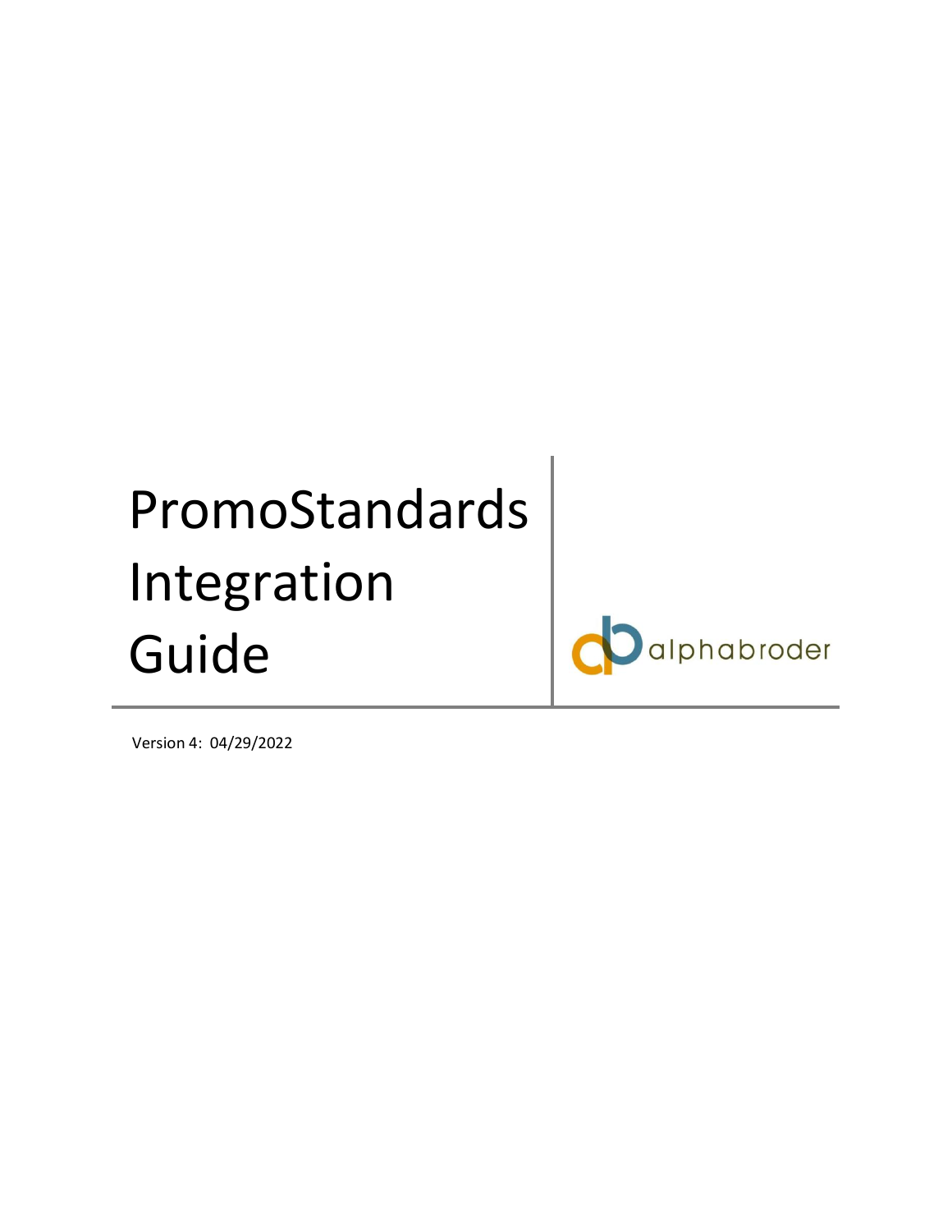# PromoStandards Integration Guide

alphabroder

Version 4: 04/29/2022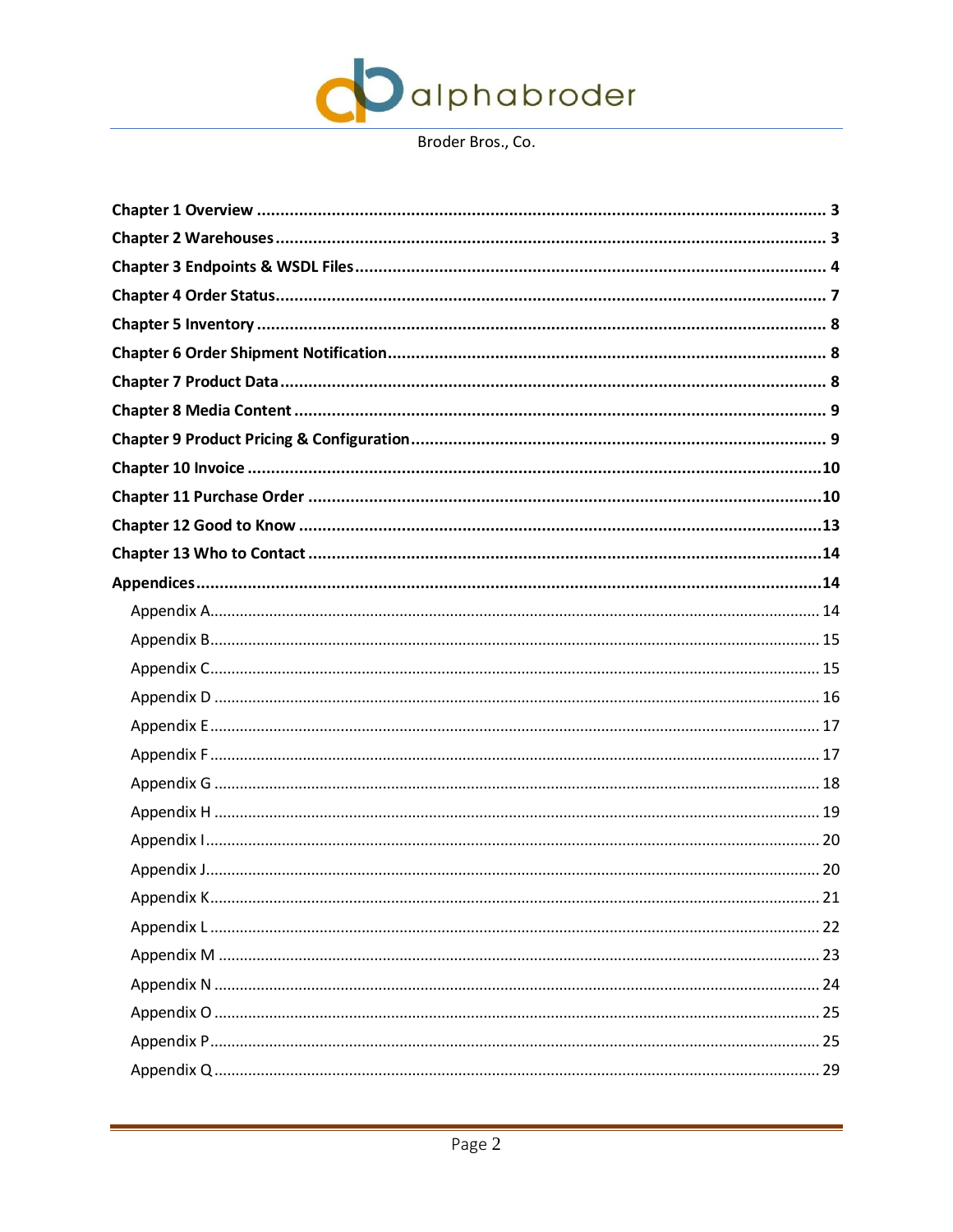Broder Bros., Co.

**Chapter 1 Overview** ........ **3**
**Chapter 2 Warehouses** ........ **3**
**Chapter 3 Endpoints & WSDL Files** ........ **4**
**Chapter 4 Order Status** ........ **7**
**Chapter 5 Inventory** ........ **8**
**Chapter 6 Order Shipment Notification** ........ **8**
**Chapter 7 Product Data** ........ **8**
**Chapter 8 Media Content** ........ **9**
**Chapter 9 Product Pricing & Configuration** ........ **9**
**Chapter 10 Invoice** ........ **10**
**Chapter 11 Purchase Order** ........ **10**
**Chapter 12 Good to Know** ........ **13**
**Chapter 13 Who to Contact** ........ **14**
**Appendices** ........ **14**

- Appendix A ........ 14
- Appendix B ........ 15
- Appendix C ........ 15
- Appendix D ........ 16
- Appendix E ........ 17
- Appendix F ........ 17
- Appendix G ........ 18
- Appendix H ........ 19
- Appendix I ........ 20
- Appendix J ........ 20
- Appendix K ........ 21
- Appendix L ........ 22
- Appendix M ........ 23
- Appendix N ........ 24
- Appendix O ........ 25
- Appendix P ........ 25
- Appendix Q ........ 29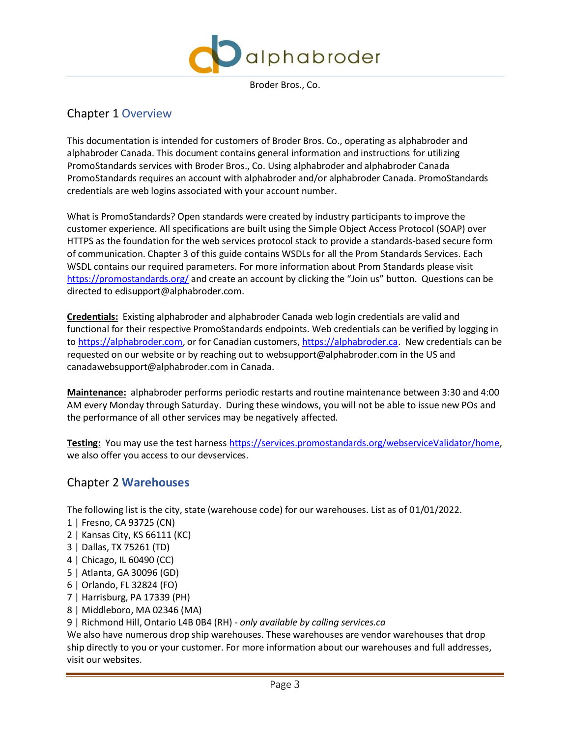## Chapter 1 Overview

This documentation is intended for customers of Broder Bros. Co., operating as alphabroder and alphabroder Canada. This document contains general information and instructions for utilizing PromoStandards services with Broder Bros., Co. Using alphabroder and alphabroder Canada PromoStandards requires an account with alphabroder and/or alphabroder Canada. PromoStandards credentials are web logins associated with your account number.

What is PromoStandards? Open standards were created by industry participants to improve the customer experience. All specifications are built using the Simple Object Access Protocol (SOAP) over HTTPS as the foundation for the web services protocol stack to provide a standards-based secure form of communication. Chapter 3 of this guide contains WSDLs for all the Prom Standards Services. Each WSDL contains our required parameters. For more information about Prom Standards please visit https://promostandards.org/ and create an account by clicking the "Join us" button. Questions can be directed to edisupport@alphabroder.com.

**Credentials:** Existing alphabroder and alphabroder Canada web login credentials are valid and functional for their respective PromoStandards endpoints. Web credentials can be verified by logging in to https://alphabroder.com, or for Canadian customers, https://alphabroder.ca. New credentials can be requested on our website or by reaching out to websupport@alphabroder.com in the US and canadawebsupport@alphabroder.com in Canada.

**Maintenance:** alphabroder performs periodic restarts and routine maintenance between 3:30 and 4:00 AM every Monday through Saturday. During these windows, you will not be able to issue new POs and the performance of all other services may be negatively affected.

**Testing:** You may use the test harness https://services.promostandards.org/webserviceValidator/home, we also offer you access to our devservices.

## Chapter 2 Warehouses

The following list is the city, state (warehouse code) for our warehouses. List as of 01/01/2022.

1 | Fresno, CA 93725 (CN)
2 | Kansas City, KS 66111 (KC)
3 | Dallas, TX 75261 (TD)
4 | Chicago, IL 60490 (CC)
5 | Atlanta, GA 30096 (GD)
6 | Orlando, FL 32824 (FO)
7 | Harrisburg, PA 17339 (PH)
8 | Middleboro, MA 02346 (MA)
9 | Richmond Hill, Ontario L4B 0B4 (RH) - *only available by calling services.ca*

We also have numerous drop ship warehouses. These warehouses are vendor warehouses that drop ship directly to you or your customer. For more information about our warehouses and full addresses, visit our websites.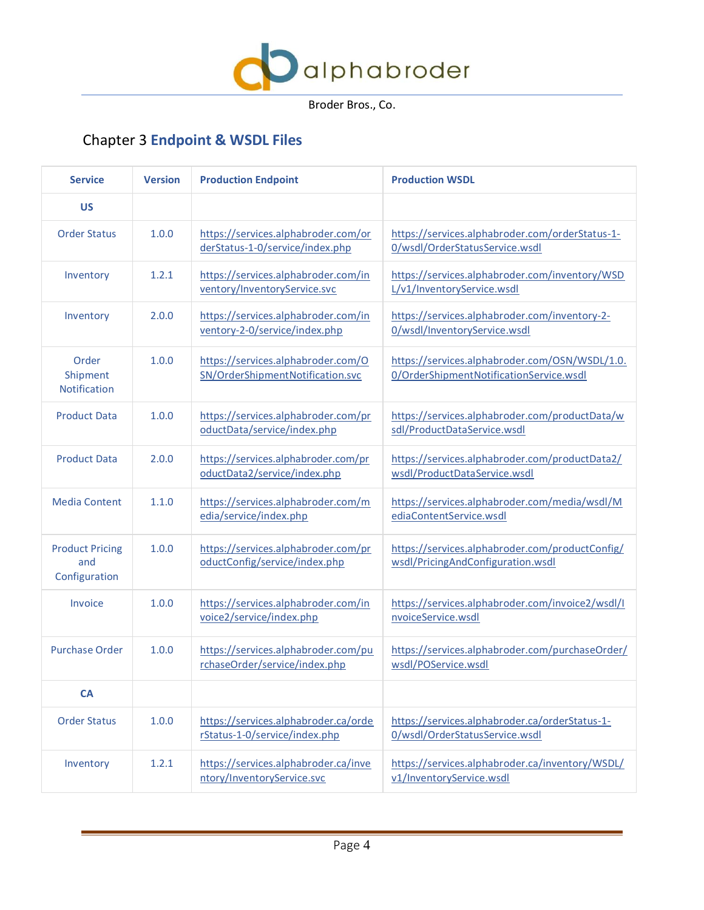# Chapter 3 Endpoint & WSDL Files

| Service | Version | Production Endpoint | Production WSDL |
|---|---|---|---|
| **US** | | | |
| Order Status | 1.0.0 | https://services.alphabroder.com/orderStatus-1-0/service/index.php | https://services.alphabroder.com/orderStatus-1-0/wsdl/OrderStatusService.wsdl |
| Inventory | 1.2.1 | https://services.alphabroder.com/inventory/InventoryService.svc | https://services.alphabroder.com/inventory/WSDL/v1/InventoryService.wsdl |
| Inventory | 2.0.0 | https://services.alphabroder.com/inventory-2-0/service/index.php | https://services.alphabroder.com/inventory-2-0/wsdl/InventoryService.wsdl |
| Order Shipment Notification | 1.0.0 | https://services.alphabroder.com/OSN/OrderShipmentNotification.svc | https://services.alphabroder.com/OSN/WSDL/1.0.0/OrderShipmentNotificationService.wsdl |
| Product Data | 1.0.0 | https://services.alphabroder.com/productData/service/index.php | https://services.alphabroder.com/productData/wsdl/ProductDataService.wsdl |
| Product Data | 2.0.0 | https://services.alphabroder.com/productData2/service/index.php | https://services.alphabroder.com/productData2/wsdl/ProductDataService.wsdl |
| Media Content | 1.1.0 | https://services.alphabroder.com/media/service/index.php | https://services.alphabroder.com/media/wsdl/MediaContentService.wsdl |
| Product Pricing and Configuration | 1.0.0 | https://services.alphabroder.com/productConfig/service/index.php | https://services.alphabroder.com/productConfig/wsdl/PricingAndConfiguration.wsdl |
| Invoice | 1.0.0 | https://services.alphabroder.com/invoice2/service/index.php | https://services.alphabroder.com/invoice2/wsdl/InvoiceService.wsdl |
| Purchase Order | 1.0.0 | https://services.alphabroder.com/purchaseOrder/service/index.php | https://services.alphabroder.com/purchaseOrder/wsdl/POService.wsdl |
| **CA** | | | |
| Order Status | 1.0.0 | https://services.alphabroder.ca/orderStatus-1-0/service/index.php | https://services.alphabroder.ca/orderStatus-1-0/wsdl/OrderStatusService.wsdl |
| Inventory | 1.2.1 | https://services.alphabroder.ca/inventory/InventoryService.svc | https://services.alphabroder.ca/inventory/WSDL/v1/InventoryService.wsdl |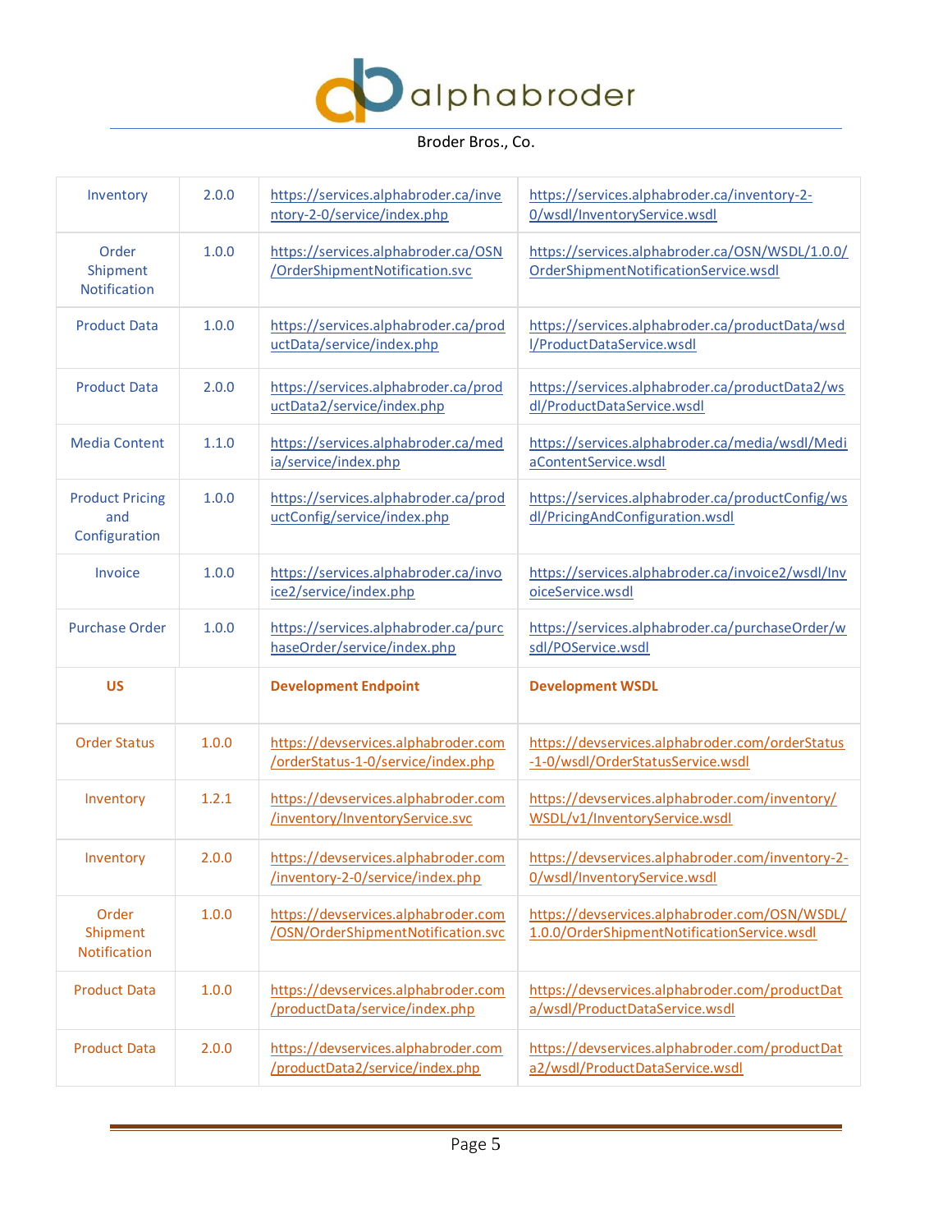| | | | |
|---|---|---|---|
| Inventory | 2.0.0 | https://services.alphabroder.ca/inventory-2-0/service/index.php | https://services.alphabroder.ca/inventory-2-0/wsdl/InventoryService.wsdl |
| Order Shipment Notification | 1.0.0 | https://services.alphabroder.ca/OSN/OrderShipmentNotification.svc | https://services.alphabroder.ca/OSN/WSDL/1.0.0/OrderShipmentNotificationService.wsdl |
| Product Data | 1.0.0 | https://services.alphabroder.ca/productData/service/index.php | https://services.alphabroder.ca/productData/wsdl/ProductDataService.wsdl |
| Product Data | 2.0.0 | https://services.alphabroder.ca/productData2/service/index.php | https://services.alphabroder.ca/productData2/wsdl/ProductDataService.wsdl |
| Media Content | 1.1.0 | https://services.alphabroder.ca/media/service/index.php | https://services.alphabroder.ca/media/wsdl/MediaContentService.wsdl |
| Product Pricing and Configuration | 1.0.0 | https://services.alphabroder.ca/productConfig/service/index.php | https://services.alphabroder.ca/productConfig/wsdl/PricingAndConfiguration.wsdl |
| Invoice | 1.0.0 | https://services.alphabroder.ca/invoice2/service/index.php | https://services.alphabroder.ca/invoice2/wsdl/InvoiceService.wsdl |
| Purchase Order | 1.0.0 | https://services.alphabroder.ca/purchaseOrder/service/index.php | https://services.alphabroder.ca/purchaseOrder/wsdl/POService.wsdl |
| **US** | | **Development Endpoint** | **Development WSDL** |
| Order Status | 1.0.0 | https://devservices.alphabroder.com/orderStatus-1-0/service/index.php | https://devservices.alphabroder.com/orderStatus-1-0/wsdl/OrderStatusService.wsdl |
| Inventory | 1.2.1 | https://devservices.alphabroder.com/inventory/InventoryService.svc | https://devservices.alphabroder.com/inventory/WSDL/v1/InventoryService.wsdl |
| Inventory | 2.0.0 | https://devservices.alphabroder.com/inventory-2-0/service/index.php | https://devservices.alphabroder.com/inventory-2-0/wsdl/InventoryService.wsdl |
| Order Shipment Notification | 1.0.0 | https://devservices.alphabroder.com/OSN/OrderShipmentNotification.svc | https://devservices.alphabroder.com/OSN/WSDL/1.0.0/OrderShipmentNotificationService.wsdl |
| Product Data | 1.0.0 | https://devservices.alphabroder.com/productData/service/index.php | https://devservices.alphabroder.com/productData/wsdl/ProductDataService.wsdl |
| Product Data | 2.0.0 | https://devservices.alphabroder.com/productData2/service/index.php | https://devservices.alphabroder.com/productData2/wsdl/ProductDataService.wsdl |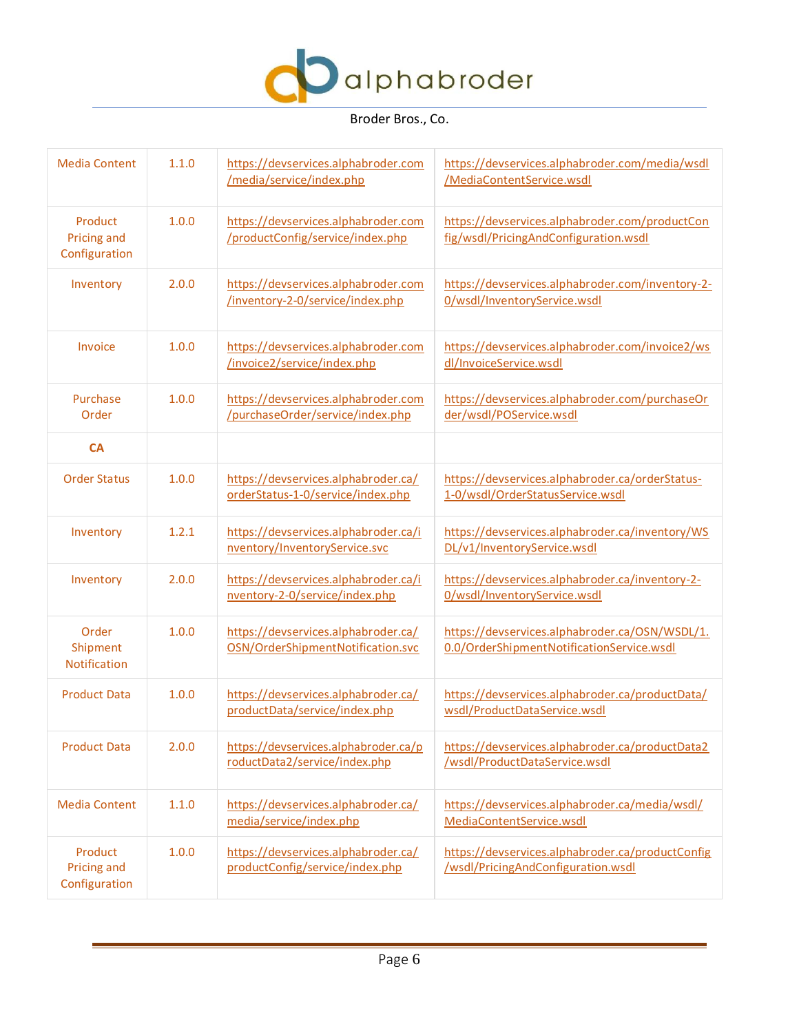| Media Content | 1.1.0 | https://devservices.alphabroder.com/media/service/index.php | https://devservices.alphabroder.com/media/wsdl/MediaContentService.wsdl |
|---|---|---|---|
| Product Pricing and Configuration | 1.0.0 | https://devservices.alphabroder.com/productConfig/service/index.php | https://devservices.alphabroder.com/productConfig/wsdl/PricingAndConfiguration.wsdl |
| Inventory | 2.0.0 | https://devservices.alphabroder.com/inventory-2-0/service/index.php | https://devservices.alphabroder.com/inventory-2-0/wsdl/InventoryService.wsdl |
| Invoice | 1.0.0 | https://devservices.alphabroder.com/invoice2/service/index.php | https://devservices.alphabroder.com/invoice2/wsdl/InvoiceService.wsdl |
| Purchase Order | 1.0.0 | https://devservices.alphabroder.com/purchaseOrder/service/index.php | https://devservices.alphabroder.com/purchaseOrder/wsdl/POService.wsdl |
| **CA** | | | |
| Order Status | 1.0.0 | https://devservices.alphabroder.ca/orderStatus-1-0/service/index.php | https://devservices.alphabroder.ca/orderStatus-1-0/wsdl/OrderStatusService.wsdl |
| Inventory | 1.2.1 | https://devservices.alphabroder.ca/inventory/InventoryService.svc | https://devservices.alphabroder.ca/inventory/WSDL/v1/InventoryService.wsdl |
| Inventory | 2.0.0 | https://devservices.alphabroder.ca/inventory-2-0/service/index.php | https://devservices.alphabroder.ca/inventory-2-0/wsdl/InventoryService.wsdl |
| Order Shipment Notification | 1.0.0 | https://devservices.alphabroder.ca/OSN/OrderShipmentNotification.svc | https://devservices.alphabroder.ca/OSN/WSDL/1.0.0/OrderShipmentNotificationService.wsdl |
| Product Data | 1.0.0 | https://devservices.alphabroder.ca/productData/service/index.php | https://devservices.alphabroder.ca/productData/wsdl/ProductDataService.wsdl |
| Product Data | 2.0.0 | https://devservices.alphabroder.ca/productData2/service/index.php | https://devservices.alphabroder.ca/productData2/wsdl/ProductDataService.wsdl |
| Media Content | 1.1.0 | https://devservices.alphabroder.ca/media/service/index.php | https://devservices.alphabroder.ca/media/wsdl/MediaContentService.wsdl |
| Product Pricing and Configuration | 1.0.0 | https://devservices.alphabroder.ca/productConfig/service/index.php | https://devservices.alphabroder.ca/productConfig/wsdl/PricingAndConfiguration.wsdl |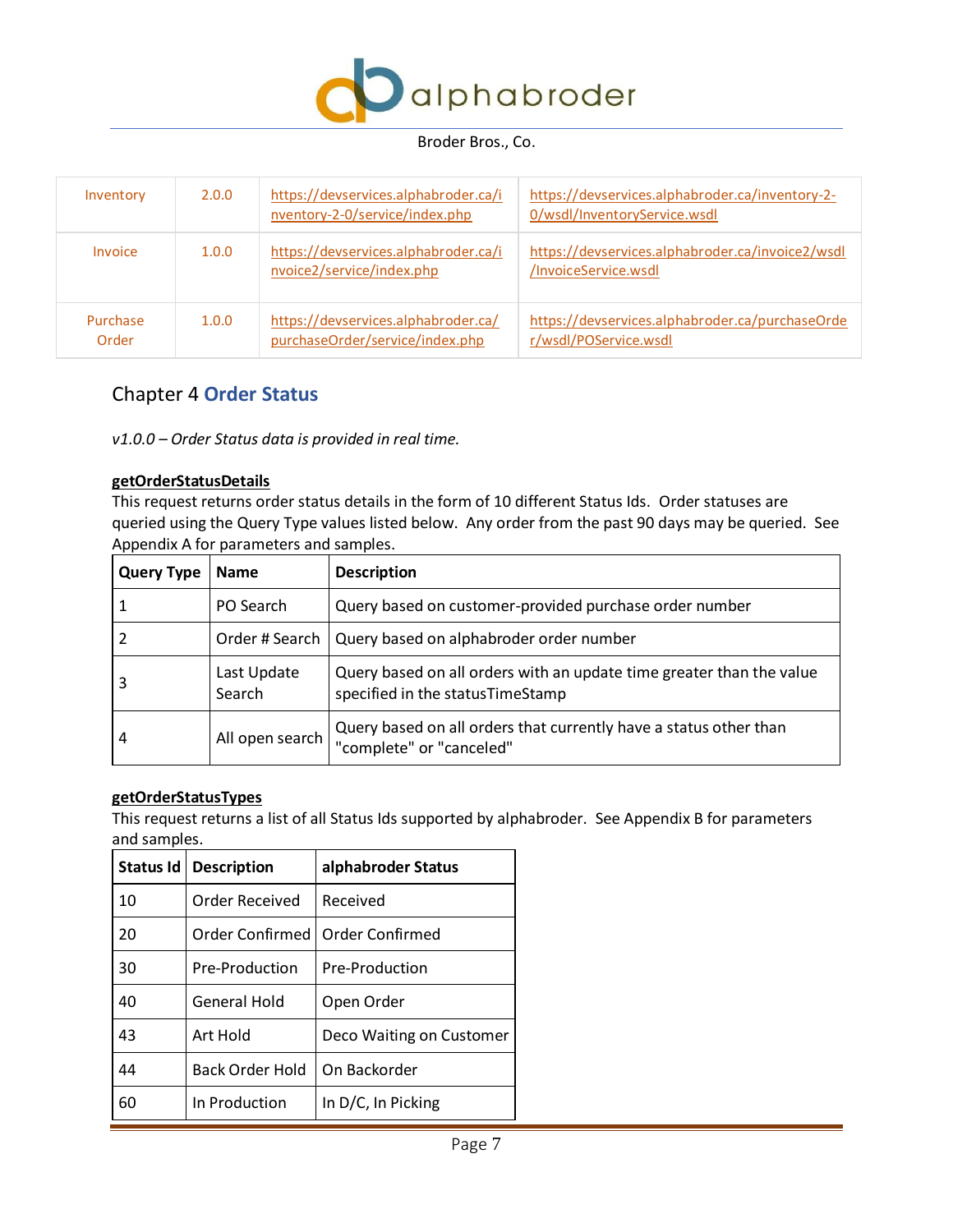| Inventory | 2.0.0 | https://devservices.alphabroder.ca/inventory-2-0/service/index.php | https://devservices.alphabroder.ca/inventory-2-0/wsdl/InventoryService.wsdl |
|---|---|---|---|
| Invoice | 1.0.0 | https://devservices.alphabroder.ca/invoice2/service/index.php | https://devservices.alphabroder.ca/invoice2/wsdl/InvoiceService.wsdl |
| Purchase Order | 1.0.0 | https://devservices.alphabroder.ca/purchaseOrder/service/index.php | https://devservices.alphabroder.ca/purchaseOrder/wsdl/POService.wsdl |

# Chapter 4 **Order Status**

*v1.0.0 – Order Status data is provided in real time.*

**getOrderStatusDetails**

This request returns order status details in the form of 10 different Status Ids. Order statuses are queried using the Query Type values listed below. Any order from the past 90 days may be queried. See Appendix A for parameters and samples.

| Query Type | Name | Description |
|---|---|---|
| 1 | PO Search | Query based on customer-provided purchase order number |
| 2 | Order # Search | Query based on alphabroder order number |
| 3 | Last Update Search | Query based on all orders with an update time greater than the value specified in the statusTimeStamp |
| 4 | All open search | Query based on all orders that currently have a status other than "complete" or "canceled" |

**getOrderStatusTypes**

This request returns a list of all Status Ids supported by alphabroder. See Appendix B for parameters and samples.

| Status Id | Description | alphabroder Status |
|---|---|---|
| 10 | Order Received | Received |
| 20 | Order Confirmed | Order Confirmed |
| 30 | Pre-Production | Pre-Production |
| 40 | General Hold | Open Order |
| 43 | Art Hold | Deco Waiting on Customer |
| 44 | Back Order Hold | On Backorder |
| 60 | In Production | In D/C, In Picking |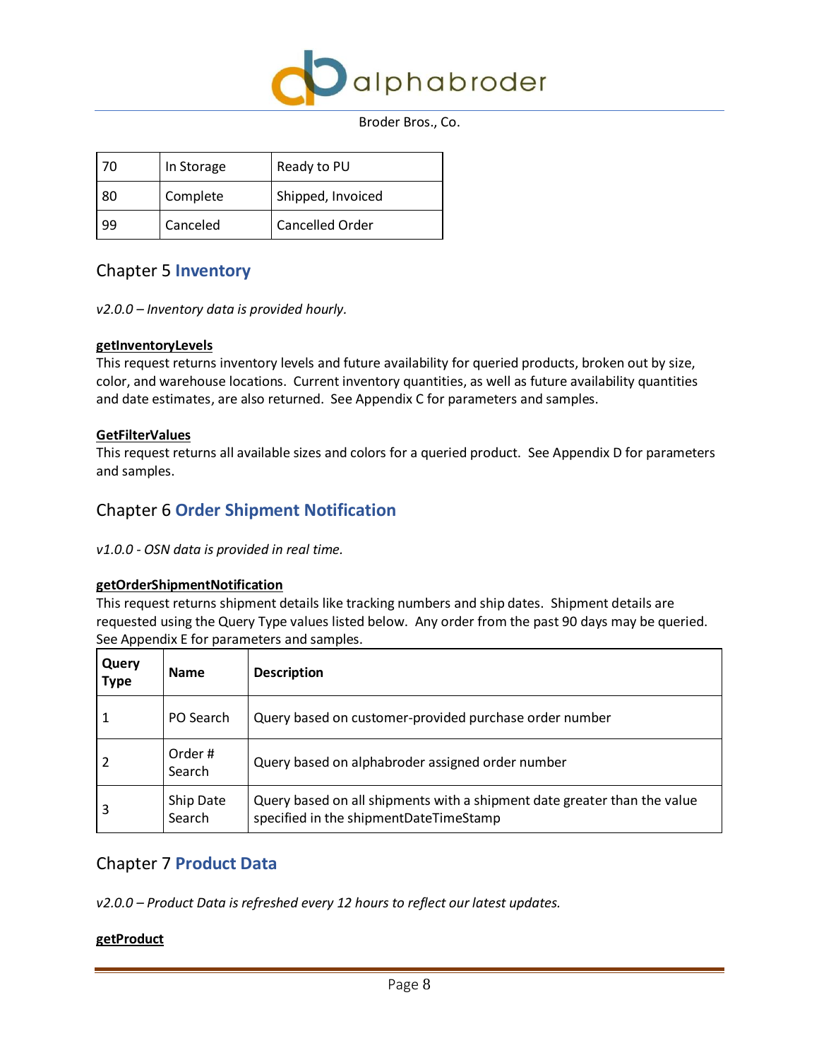| 70 | In Storage | Ready to PU |
|---|---|---|
| 80 | Complete | Shipped, Invoiced |
| 99 | Canceled | Cancelled Order |

## Chapter 5 **Inventory**

*v2.0.0 – Inventory data is provided hourly.*

**getInventoryLevels**

This request returns inventory levels and future availability for queried products, broken out by size, color, and warehouse locations. Current inventory quantities, as well as future availability quantities and date estimates, are also returned. See Appendix C for parameters and samples.

**GetFilterValues**

This request returns all available sizes and colors for a queried product. See Appendix D for parameters and samples.

## Chapter 6 **Order Shipment Notification**

*v1.0.0 - OSN data is provided in real time.*

**getOrderShipmentNotification**

This request returns shipment details like tracking numbers and ship dates. Shipment details are requested using the Query Type values listed below. Any order from the past 90 days may be queried. See Appendix E for parameters and samples.

| Query Type | Name | Description |
|---|---|---|
| 1 | PO Search | Query based on customer-provided purchase order number |
| 2 | Order # Search | Query based on alphabroder assigned order number |
| 3 | Ship Date Search | Query based on all shipments with a shipment date greater than the value specified in the shipmentDateTimeStamp |

## Chapter 7 **Product Data**

*v2.0.0 – Product Data is refreshed every 12 hours to reflect our latest updates.*

**getProduct**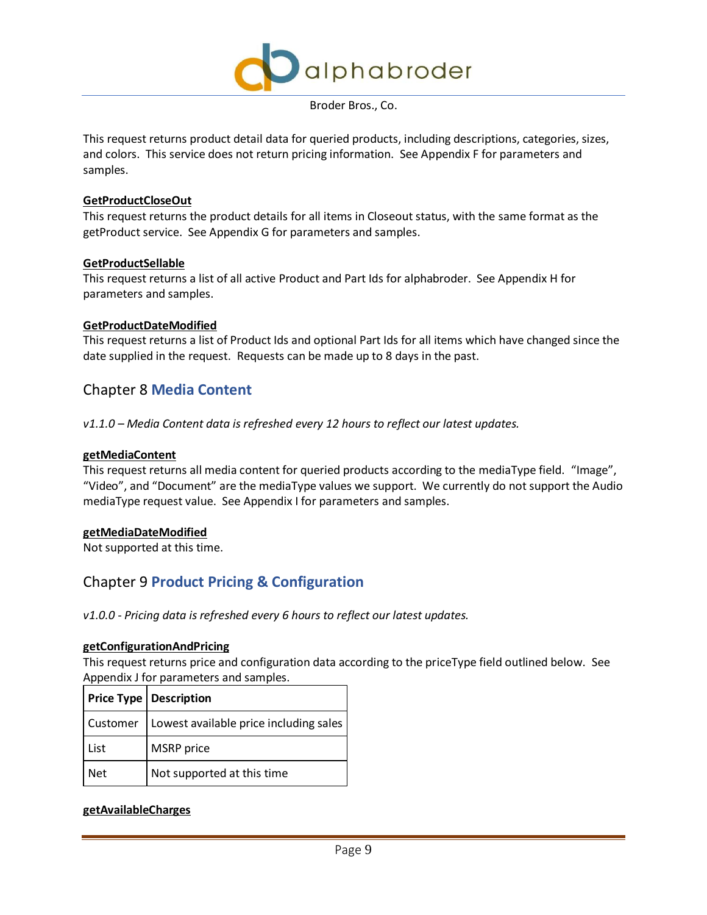This request returns product detail data for queried products, including descriptions, categories, sizes, and colors. This service does not return pricing information. See Appendix F for parameters and samples.

**GetProductCloseOut**

This request returns the product details for all items in Closeout status, with the same format as the getProduct service. See Appendix G for parameters and samples.

**GetProductSellable**

This request returns a list of all active Product and Part Ids for alphabroder. See Appendix H for parameters and samples.

**GetProductDateModified**

This request returns a list of Product Ids and optional Part Ids for all items which have changed since the date supplied in the request. Requests can be made up to 8 days in the past.

## Chapter 8 **Media Content**

*v1.1.0 – Media Content data is refreshed every 12 hours to reflect our latest updates.*

**getMediaContent**

This request returns all media content for queried products according to the mediaType field. “Image”, “Video”, and “Document” are the mediaType values we support. We currently do not support the Audio mediaType request value. See Appendix I for parameters and samples.

**getMediaDateModified**

Not supported at this time.

## Chapter 9 **Product Pricing & Configuration**

*v1.0.0 - Pricing data is refreshed every 6 hours to reflect our latest updates.*

**getConfigurationAndPricing**

This request returns price and configuration data according to the priceType field outlined below. See Appendix J for parameters and samples.

| Price Type | Description |
|---|---|
| Customer | Lowest available price including sales |
| List | MSRP price |
| Net | Not supported at this time |

**getAvailableCharges**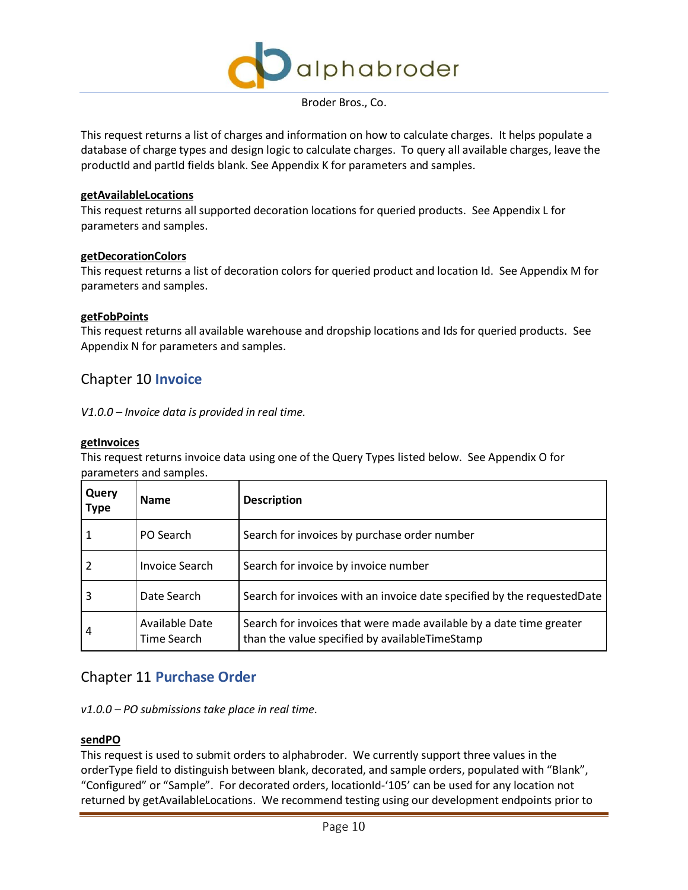This request returns a list of charges and information on how to calculate charges. It helps populate a database of charge types and design logic to calculate charges. To query all available charges, leave the productId and partId fields blank. See Appendix K for parameters and samples.

**getAvailableLocations**

This request returns all supported decoration locations for queried products. See Appendix L for parameters and samples.

**getDecorationColors**

This request returns a list of decoration colors for queried product and location Id. See Appendix M for parameters and samples.

**getFobPoints**

This request returns all available warehouse and dropship locations and Ids for queried products. See Appendix N for parameters and samples.

## Chapter 10 **Invoice**

*V1.0.0 – Invoice data is provided in real time.*

**getInvoices**

This request returns invoice data using one of the Query Types listed below. See Appendix O for parameters and samples.

| Query Type | Name | Description |
|---|---|---|
| 1 | PO Search | Search for invoices by purchase order number |
| 2 | Invoice Search | Search for invoice by invoice number |
| 3 | Date Search | Search for invoices with an invoice date specified by the requestedDate |
| 4 | Available Date Time Search | Search for invoices that were made available by a date time greater than the value specified by availableTimeStamp |

## Chapter 11 **Purchase Order**

*v1.0.0 – PO submissions take place in real time.*

**sendPO**

This request is used to submit orders to alphabroder. We currently support three values in the orderType field to distinguish between blank, decorated, and sample orders, populated with "Blank", "Configured" or "Sample". For decorated orders, locationId-'105' can be used for any location not returned by getAvailableLocations. We recommend testing using our development endpoints prior to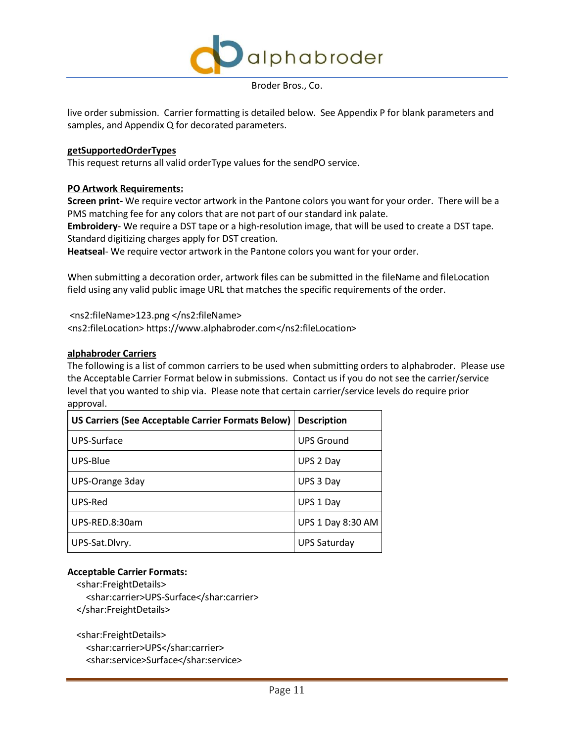live order submission. Carrier formatting is detailed below. See Appendix P for blank parameters and samples, and Appendix Q for decorated parameters.

**getSupportedOrderTypes**

This request returns all valid orderType values for the sendPO service.

**PO Artwork Requirements:**

**Screen print-** We require vector artwork in the Pantone colors you want for your order. There will be a PMS matching fee for any colors that are not part of our standard ink palate.

**Embroidery**- We require a DST tape or a high-resolution image, that will be used to create a DST tape. Standard digitizing charges apply for DST creation.

**Heatseal**- We require vector artwork in the Pantone colors you want for your order.

When submitting a decoration order, artwork files can be submitted in the fileName and fileLocation field using any valid public image URL that matches the specific requirements of the order.

```
<ns2:fileName>123.png </ns2:fileName>
<ns2:fileLocation> https://www.alphabroder.com</ns2:fileLocation>
```

**alphabroder Carriers**

The following is a list of common carriers to be used when submitting orders to alphabroder. Please use the Acceptable Carrier Format below in submissions. Contact us if you do not see the carrier/service level that you wanted to ship via. Please note that certain carrier/service levels do require prior approval.

| US Carriers (See Acceptable Carrier Formats Below) | Description |
|---|---|
| UPS-Surface | UPS Ground |
| UPS-Blue | UPS 2 Day |
| UPS-Orange 3day | UPS 3 Day |
| UPS-Red | UPS 1 Day |
| UPS-RED.8:30am | UPS 1 Day 8:30 AM |
| UPS-Sat.Dlvry. | UPS Saturday |

**Acceptable Carrier Formats:**

```
<shar:FreightDetails>
  <shar:carrier>UPS-Surface</shar:carrier>
</shar:FreightDetails>

<shar:FreightDetails>
  <shar:carrier>UPS</shar:carrier>
  <shar:service>Surface</shar:service>
```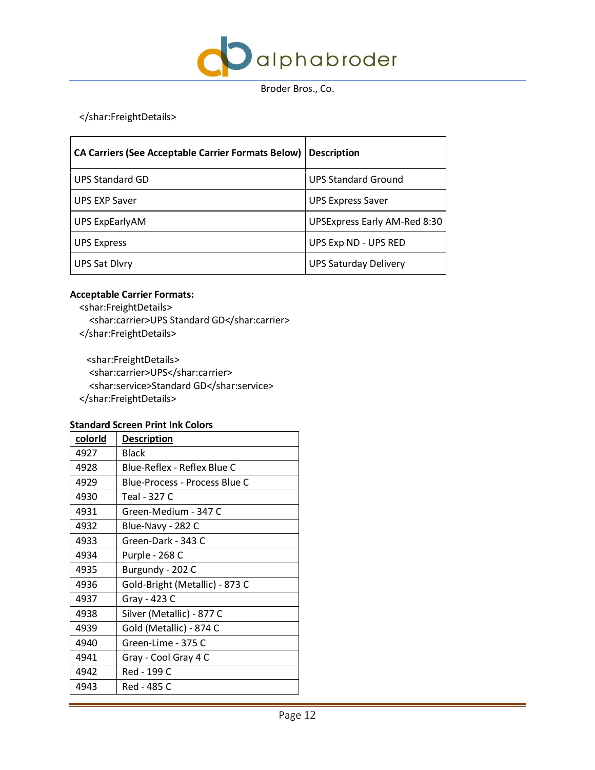```
</shar:FreightDetails>
```

| CA Carriers (See Acceptable Carrier Formats Below) | Description |
|---|---|
| UPS Standard GD | UPS Standard Ground |
| UPS EXP Saver | UPS Express Saver |
| UPS ExpEarlyAM | UPSExpress Early AM-Red 8:30 |
| UPS Express | UPS Exp ND - UPS RED |
| UPS Sat Dlvry | UPS Saturday Delivery |

**Acceptable Carrier Formats:**

```
<shar:FreightDetails>
  <shar:carrier>UPS Standard GD</shar:carrier>
</shar:FreightDetails>

<shar:FreightDetails>
  <shar:carrier>UPS</shar:carrier>
  <shar:service>Standard GD</shar:service>
</shar:FreightDetails>
```

**Standard Screen Print Ink Colors**

| colorId | Description |
|---|---|
| 4927 | Black |
| 4928 | Blue-Reflex - Reflex Blue C |
| 4929 | Blue-Process - Process Blue C |
| 4930 | Teal - 327 C |
| 4931 | Green-Medium - 347 C |
| 4932 | Blue-Navy - 282 C |
| 4933 | Green-Dark - 343 C |
| 4934 | Purple - 268 C |
| 4935 | Burgundy - 202 C |
| 4936 | Gold-Bright (Metallic) - 873 C |
| 4937 | Gray - 423 C |
| 4938 | Silver (Metallic) - 877 C |
| 4939 | Gold (Metallic) - 874 C |
| 4940 | Green-Lime - 375 C |
| 4941 | Gray - Cool Gray 4 C |
| 4942 | Red - 199 C |
| 4943 | Red - 485 C |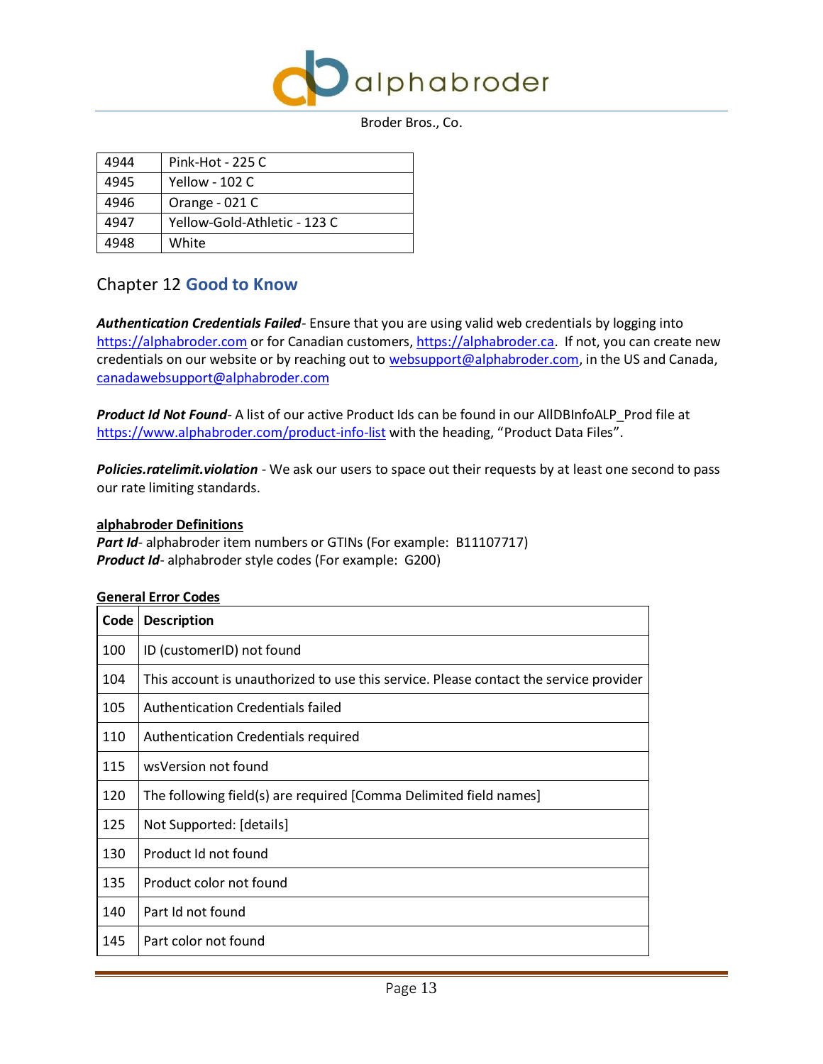| 4944 | Pink-Hot - 225 C |
|---|---|
| 4945 | Yellow - 102 C |
| 4946 | Orange - 021 C |
| 4947 | Yellow-Gold-Athletic - 123 C |
| 4948 | White |

## Chapter 12 Good to Know

***Authentication Credentials Failed***- Ensure that you are using valid web credentials by logging into https://alphabroder.com or for Canadian customers, https://alphabroder.ca. If not, you can create new credentials on our website or by reaching out to websupport@alphabroder.com, in the US and Canada, canadawebsupport@alphabroder.com

***Product Id Not Found***- A list of our active Product Ids can be found in our AllDBInfoALP_Prod file at https://www.alphabroder.com/product-info-list with the heading, "Product Data Files".

***Policies.ratelimit.violation*** - We ask our users to space out their requests by at least one second to pass our rate limiting standards.

**alphabroder Definitions**

***Part Id***- alphabroder item numbers or GTINs (For example: B11107717)
***Product Id***- alphabroder style codes (For example: G200)

**General Error Codes**

| Code | Description |
|---|---|
| 100 | ID (customerID) not found |
| 104 | This account is unauthorized to use this service. Please contact the service provider |
| 105 | Authentication Credentials failed |
| 110 | Authentication Credentials required |
| 115 | wsVersion not found |
| 120 | The following field(s) are required [Comma Delimited field names] |
| 125 | Not Supported: [details] |
| 130 | Product Id not found |
| 135 | Product color not found |
| 140 | Part Id not found |
| 145 | Part color not found |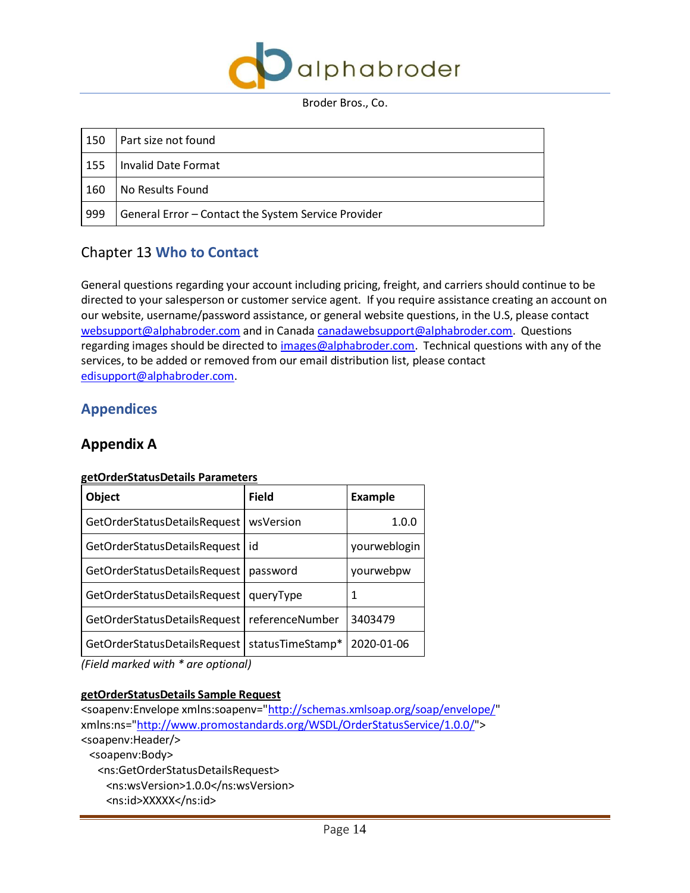| 150 | Part size not found |
|---|---|
| 155 | Invalid Date Format |
| 160 | No Results Found |
| 999 | General Error – Contact the System Service Provider |

## Chapter 13 Who to Contact

General questions regarding your account including pricing, freight, and carriers should continue to be directed to your salesperson or customer service agent. If you require assistance creating an account on our website, username/password assistance, or general website questions, in the U.S, please contact websupport@alphabroder.com and in Canada canadawebsupport@alphabroder.com. Questions regarding images should be directed to images@alphabroder.com. Technical questions with any of the services, to be added or removed from our email distribution list, please contact edisupport@alphabroder.com.

# Appendices

## Appendix A

**getOrderStatusDetails Parameters**

| Object | Field | Example |
|---|---|---|
| GetOrderStatusDetailsRequest | wsVersion | 1.0.0 |
| GetOrderStatusDetailsRequest | id | yourweblogin |
| GetOrderStatusDetailsRequest | password | yourwebpw |
| GetOrderStatusDetailsRequest | queryType | 1 |
| GetOrderStatusDetailsRequest | referenceNumber | 3403479 |
| GetOrderStatusDetailsRequest | statusTimeStamp* | 2020-01-06 |

*(Field marked with * are optional)*

**getOrderStatusDetails Sample Request**

```
<soapenv:Envelope xmlns:soapenv="http://schemas.xmlsoap.org/soap/envelope/"
xmlns:ns="http://www.promostandards.org/WSDL/OrderStatusService/1.0.0/">
<soapenv:Header/>
  <soapenv:Body>
    <ns:GetOrderStatusDetailsRequest>
      <ns:wsVersion>1.0.0</ns:wsVersion>
      <ns:id>XXXXX</ns:id>
```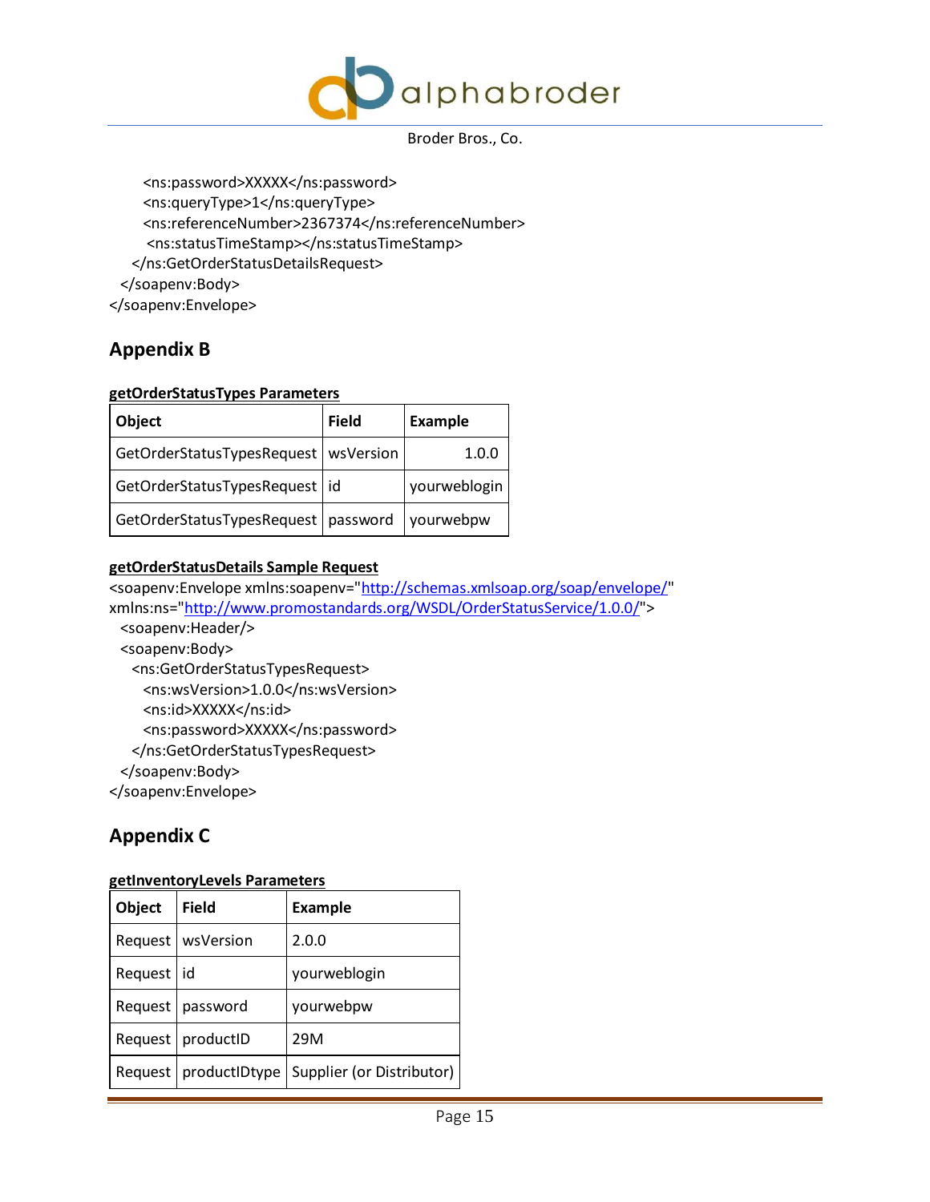```
      <ns:password>XXXXX</ns:password>
      <ns:queryType>1</ns:queryType>
      <ns:referenceNumber>2367374</ns:referenceNumber>
       <ns:statusTimeStamp></ns:statusTimeStamp>
    </ns:GetOrderStatusDetailsRequest>
  </soapenv:Body>
</soapenv:Envelope>
```

## Appendix B

**getOrderStatusTypes Parameters**

| Object | Field | Example |
|---|---|---|
| GetOrderStatusTypesRequest | wsVersion | 1.0.0 |
| GetOrderStatusTypesRequest | id | yourweblogin |
| GetOrderStatusTypesRequest | password | yourwebpw |

**getOrderStatusDetails Sample Request**

```
<soapenv:Envelope xmlns:soapenv="http://schemas.xmlsoap.org/soap/envelope/"
xmlns:ns="http://www.promostandards.org/WSDL/OrderStatusService/1.0.0/">
  <soapenv:Header/>
  <soapenv:Body>
    <ns:GetOrderStatusTypesRequest>
      <ns:wsVersion>1.0.0</ns:wsVersion>
      <ns:id>XXXXX</ns:id>
      <ns:password>XXXXX</ns:password>
    </ns:GetOrderStatusTypesRequest>
  </soapenv:Body>
</soapenv:Envelope>
```

## Appendix C

**getInventoryLevels Parameters**

| Object | Field | Example |
|---|---|---|
| Request | wsVersion | 2.0.0 |
| Request | id | yourweblogin |
| Request | password | yourwebpw |
| Request | productID | 29M |
| Request | productIDtype | Supplier (or Distributor) |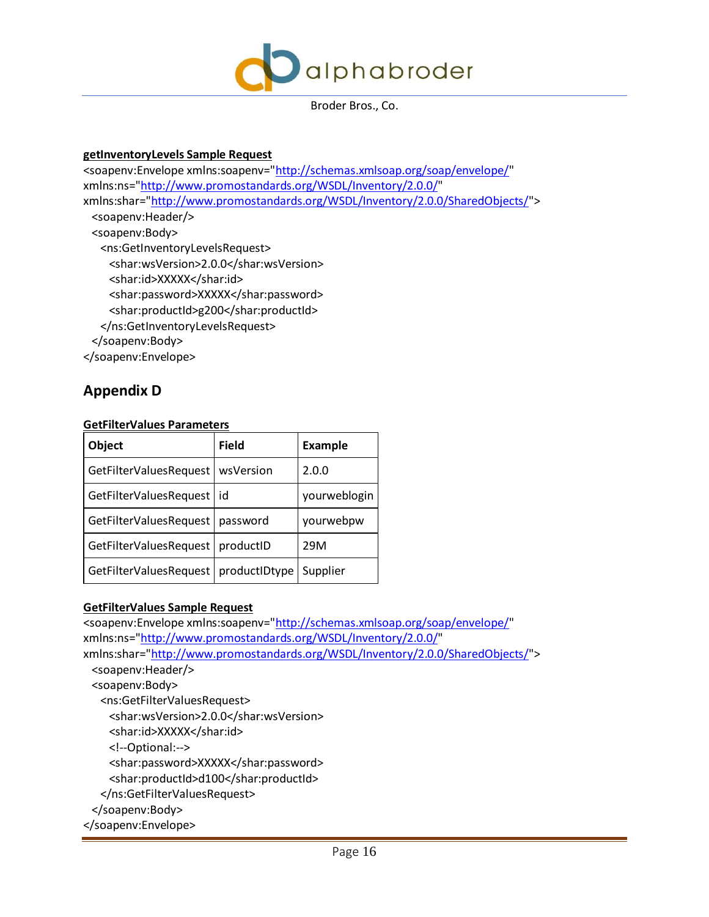**getInventoryLevels Sample Request**

```
<soapenv:Envelope xmlns:soapenv="http://schemas.xmlsoap.org/soap/envelope/"
xmlns:ns="http://www.promostandards.org/WSDL/Inventory/2.0.0/"
xmlns:shar="http://www.promostandards.org/WSDL/Inventory/2.0.0/SharedObjects/">
  <soapenv:Header/>
  <soapenv:Body>
    <ns:GetInventoryLevelsRequest>
      <shar:wsVersion>2.0.0</shar:wsVersion>
      <shar:id>XXXXX</shar:id>
      <shar:password>XXXXX</shar:password>
      <shar:productId>g200</shar:productId>
    </ns:GetInventoryLevelsRequest>
  </soapenv:Body>
</soapenv:Envelope>
```

## Appendix D

**GetFilterValues Parameters**

| Object | Field | Example |
|---|---|---|
| GetFilterValuesRequest | wsVersion | 2.0.0 |
| GetFilterValuesRequest | id | yourweblogin |
| GetFilterValuesRequest | password | yourwebpw |
| GetFilterValuesRequest | productID | 29M |
| GetFilterValuesRequest | productIDtype | Supplier |

**GetFilterValues Sample Request**

```
<soapenv:Envelope xmlns:soapenv="http://schemas.xmlsoap.org/soap/envelope/"
xmlns:ns="http://www.promostandards.org/WSDL/Inventory/2.0.0/"
xmlns:shar="http://www.promostandards.org/WSDL/Inventory/2.0.0/SharedObjects/">
  <soapenv:Header/>
  <soapenv:Body>
    <ns:GetFilterValuesRequest>
      <shar:wsVersion>2.0.0</shar:wsVersion>
      <shar:id>XXXXX</shar:id>
      <!--Optional:-->
      <shar:password>XXXXX</shar:password>
      <shar:productId>d100</shar:productId>
    </ns:GetFilterValuesRequest>
  </soapenv:Body>
</soapenv:Envelope>
```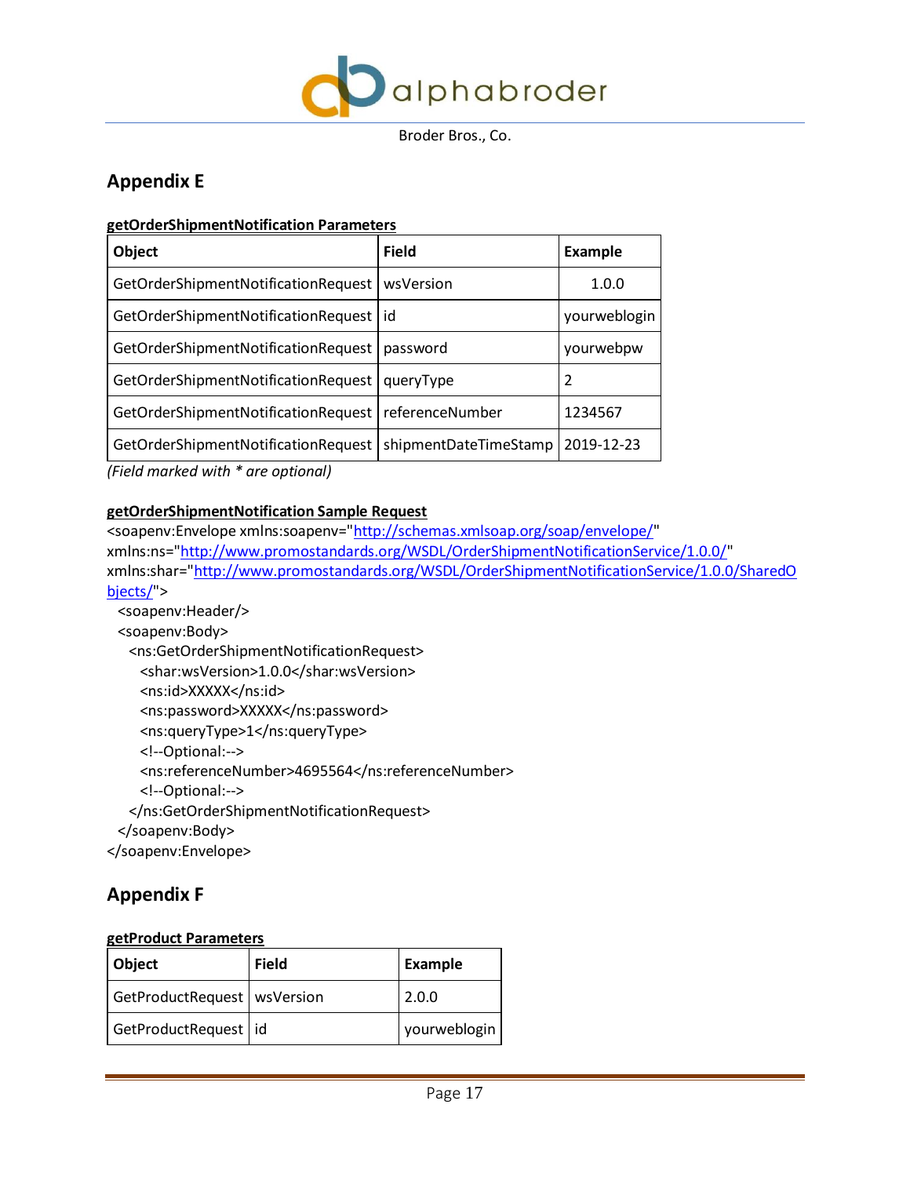## Appendix E

**getOrderShipmentNotification Parameters**

| Object | Field | Example |
|---|---|---|
| GetOrderShipmentNotificationRequest | wsVersion | 1.0.0 |
| GetOrderShipmentNotificationRequest | id | yourweblogin |
| GetOrderShipmentNotificationRequest | password | yourwebpw |
| GetOrderShipmentNotificationRequest | queryType | 2 |
| GetOrderShipmentNotificationRequest | referenceNumber | 1234567 |
| GetOrderShipmentNotificationRequest | shipmentDateTimeStamp | 2019-12-23 |

*(Field marked with * are optional)*

**getOrderShipmentNotification Sample Request**

```
<soapenv:Envelope xmlns:soapenv="http://schemas.xmlsoap.org/soap/envelope/"
xmlns:ns="http://www.promostandards.org/WSDL/OrderShipmentNotificationService/1.0.0/"
xmlns:shar="http://www.promostandards.org/WSDL/OrderShipmentNotificationService/1.0.0/SharedObjects/">
  <soapenv:Header/>
  <soapenv:Body>
    <ns:GetOrderShipmentNotificationRequest>
      <shar:wsVersion>1.0.0</shar:wsVersion>
      <ns:id>XXXXX</ns:id>
      <ns:password>XXXXX</ns:password>
      <ns:queryType>1</ns:queryType>
      <!--Optional:-->
      <ns:referenceNumber>4695564</ns:referenceNumber>
      <!--Optional:-->
    </ns:GetOrderShipmentNotificationRequest>
  </soapenv:Body>
</soapenv:Envelope>
```

## Appendix F

**getProduct Parameters**

| Object | Field | Example |
|---|---|---|
| GetProductRequest | wsVersion | 2.0.0 |
| GetProductRequest | id | yourweblogin |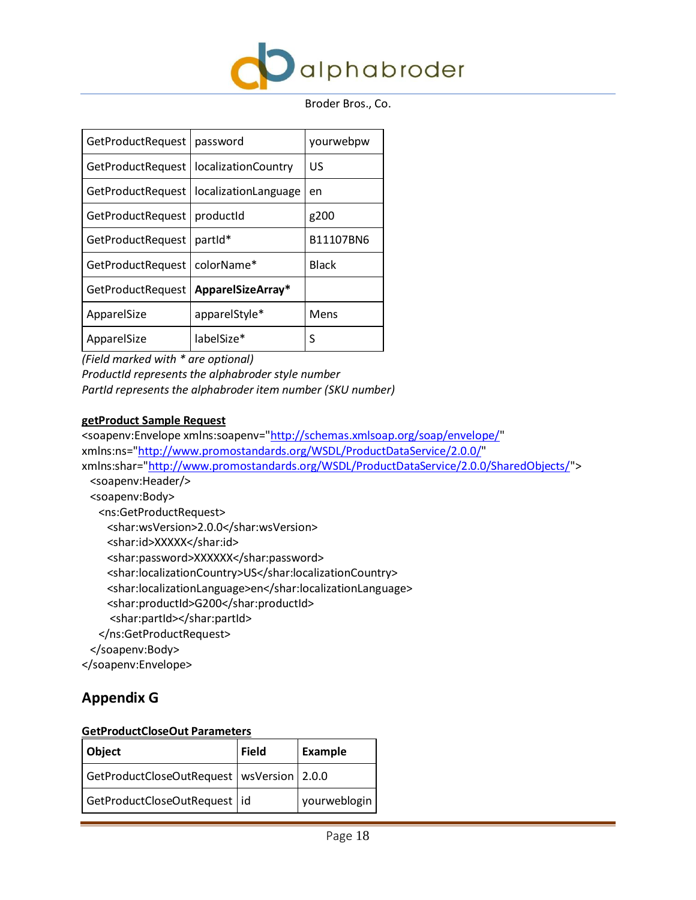| GetProductRequest | password | yourwebpw |
| --- | --- | --- |
| GetProductRequest | localizationCountry | US |
| GetProductRequest | localizationLanguage | en |
| GetProductRequest | productId | g200 |
| GetProductRequest | partId* | B11107BN6 |
| GetProductRequest | colorName* | Black |
| GetProductRequest | **ApparelSizeArray*** | |
| ApparelSize | apparelStyle* | Mens |
| ApparelSize | labelSize* | S |

*(Field marked with * are optional)*
*ProductId represents the alphabroder style number*
*PartId represents the alphabroder item number (SKU number)*

**getProduct Sample Request**

```
<soapenv:Envelope xmlns:soapenv="http://schemas.xmlsoap.org/soap/envelope/"
xmlns:ns="http://www.promostandards.org/WSDL/ProductDataService/2.0.0/"
xmlns:shar="http://www.promostandards.org/WSDL/ProductDataService/2.0.0/SharedObjects/">
  <soapenv:Header/>
  <soapenv:Body>
    <ns:GetProductRequest>
      <shar:wsVersion>2.0.0</shar:wsVersion>
      <shar:id>XXXXX</shar:id>
      <shar:password>XXXXXX</shar:password>
      <shar:localizationCountry>US</shar:localizationCountry>
      <shar:localizationLanguage>en</shar:localizationLanguage>
      <shar:productId>G200</shar:productId>
       <shar:partId></shar:partId>
    </ns:GetProductRequest>
  </soapenv:Body>
</soapenv:Envelope>
```

## Appendix G

**GetProductCloseOut Parameters**

| **Object** | **Field** | **Example** |
| --- | --- | --- |
| GetProductCloseOutRequest | wsVersion | 2.0.0 |
| GetProductCloseOutRequest | id | yourweblogin |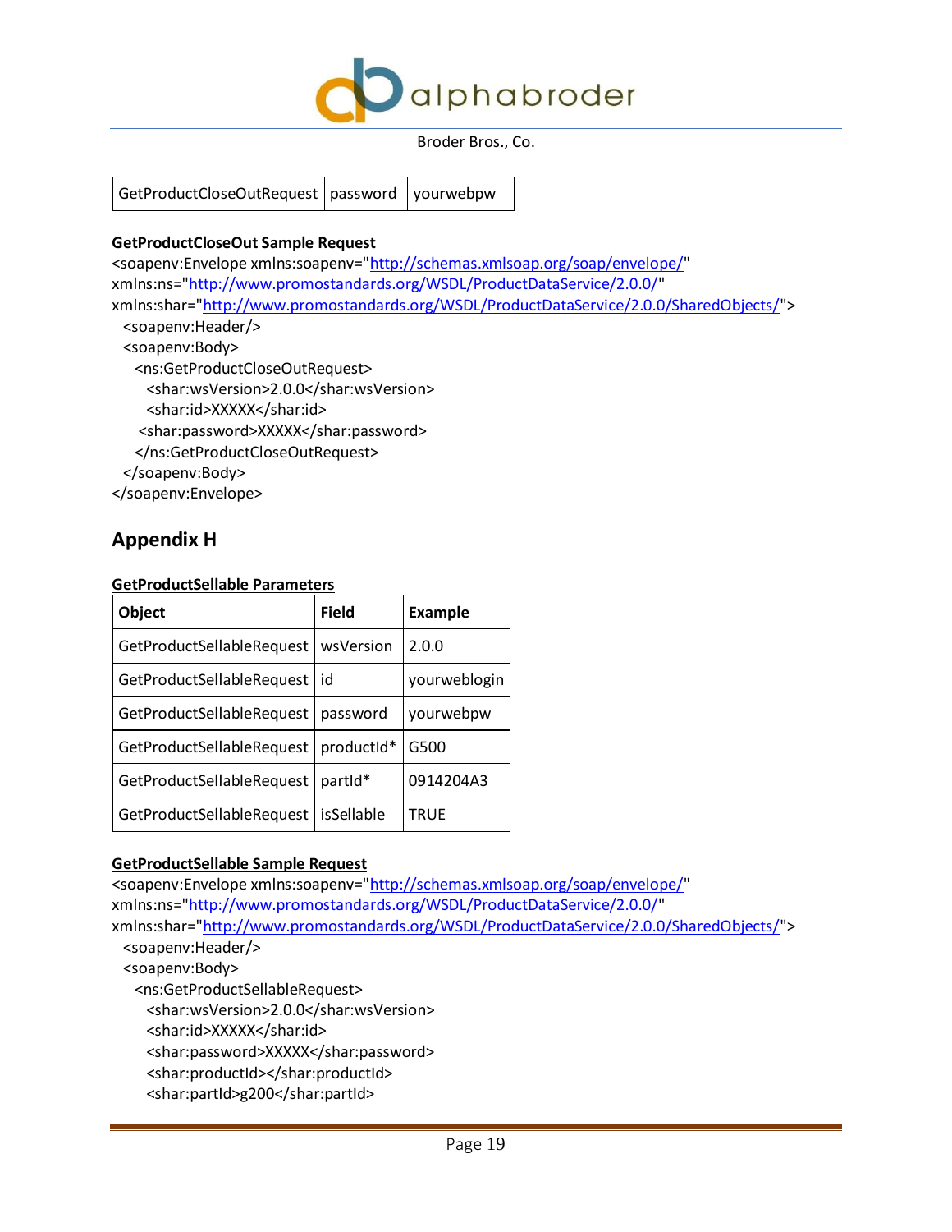| GetProductCloseOutRequest | password | yourwebpw |
|---|---|---|

**GetProductCloseOut Sample Request**

```
<soapenv:Envelope xmlns:soapenv="http://schemas.xmlsoap.org/soap/envelope/"
xmlns:ns="http://www.promostandards.org/WSDL/ProductDataService/2.0.0/"
xmlns:shar="http://www.promostandards.org/WSDL/ProductDataService/2.0.0/SharedObjects/">
  <soapenv:Header/>
  <soapenv:Body>
    <ns:GetProductCloseOutRequest>
      <shar:wsVersion>2.0.0</shar:wsVersion>
      <shar:id>XXXXX</shar:id>
     <shar:password>XXXXX</shar:password>
    </ns:GetProductCloseOutRequest>
  </soapenv:Body>
</soapenv:Envelope>
```

## Appendix H

**GetProductSellable Parameters**

| Object | Field | Example |
|---|---|---|
| GetProductSellableRequest | wsVersion | 2.0.0 |
| GetProductSellableRequest | id | yourweblogin |
| GetProductSellableRequest | password | yourwebpw |
| GetProductSellableRequest | productId* | G500 |
| GetProductSellableRequest | partId* | 0914204A3 |
| GetProductSellableRequest | isSellable | TRUE |

**GetProductSellable Sample Request**

```
<soapenv:Envelope xmlns:soapenv="http://schemas.xmlsoap.org/soap/envelope/"
xmlns:ns="http://www.promostandards.org/WSDL/ProductDataService/2.0.0/"
xmlns:shar="http://www.promostandards.org/WSDL/ProductDataService/2.0.0/SharedObjects/">
  <soapenv:Header/>
  <soapenv:Body>
    <ns:GetProductSellableRequest>
      <shar:wsVersion>2.0.0</shar:wsVersion>
      <shar:id>XXXXX</shar:id>
      <shar:password>XXXXX</shar:password>
      <shar:productId></shar:productId>
      <shar:partId>g200</shar:partId>
```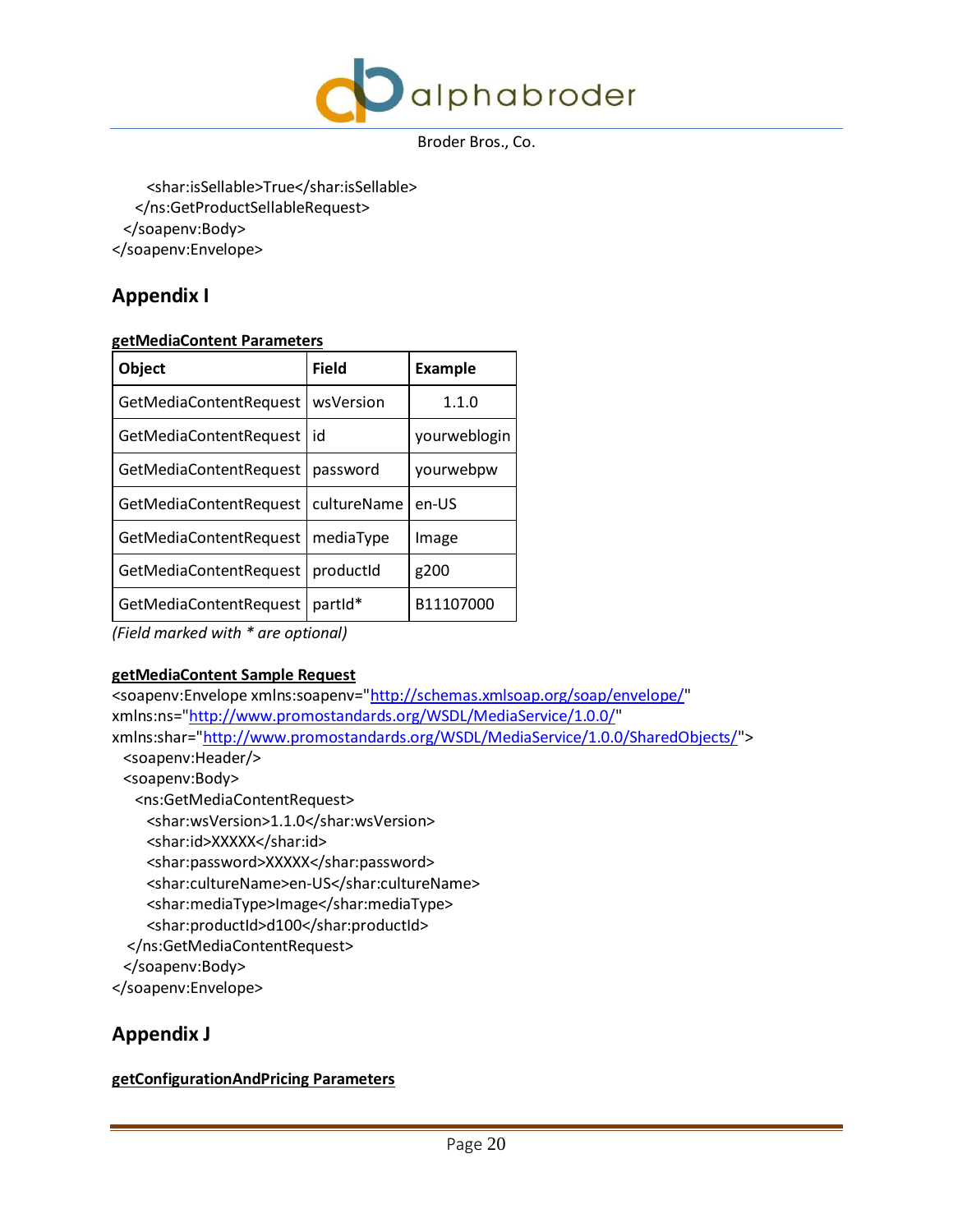```
      <shar:isSellable>True</shar:isSellable>
    </ns:GetProductSellableRequest>
  </soapenv:Body>
</soapenv:Envelope>
```

## Appendix I

**getMediaContent Parameters**

| Object | Field | Example |
|---|---|---|
| GetMediaContentRequest | wsVersion | 1.1.0 |
| GetMediaContentRequest | id | yourweblogin |
| GetMediaContentRequest | password | yourwebpw |
| GetMediaContentRequest | cultureName | en-US |
| GetMediaContentRequest | mediaType | Image |
| GetMediaContentRequest | productId | g200 |
| GetMediaContentRequest | partId* | B11107000 |

*(Field marked with * are optional)*

**getMediaContent Sample Request**

```
<soapenv:Envelope xmlns:soapenv="http://schemas.xmlsoap.org/soap/envelope/"
xmlns:ns="http://www.promostandards.org/WSDL/MediaService/1.0.0/"
xmlns:shar="http://www.promostandards.org/WSDL/MediaService/1.0.0/SharedObjects/">
  <soapenv:Header/>
  <soapenv:Body>
    <ns:GetMediaContentRequest>
      <shar:wsVersion>1.1.0</shar:wsVersion>
      <shar:id>XXXXX</shar:id>
      <shar:password>XXXXX</shar:password>
      <shar:cultureName>en-US</shar:cultureName>
      <shar:mediaType>Image</shar:mediaType>
      <shar:productId>d100</shar:productId>
    </ns:GetMediaContentRequest>
  </soapenv:Body>
</soapenv:Envelope>
```

## Appendix J

**getConfigurationAndPricing Parameters**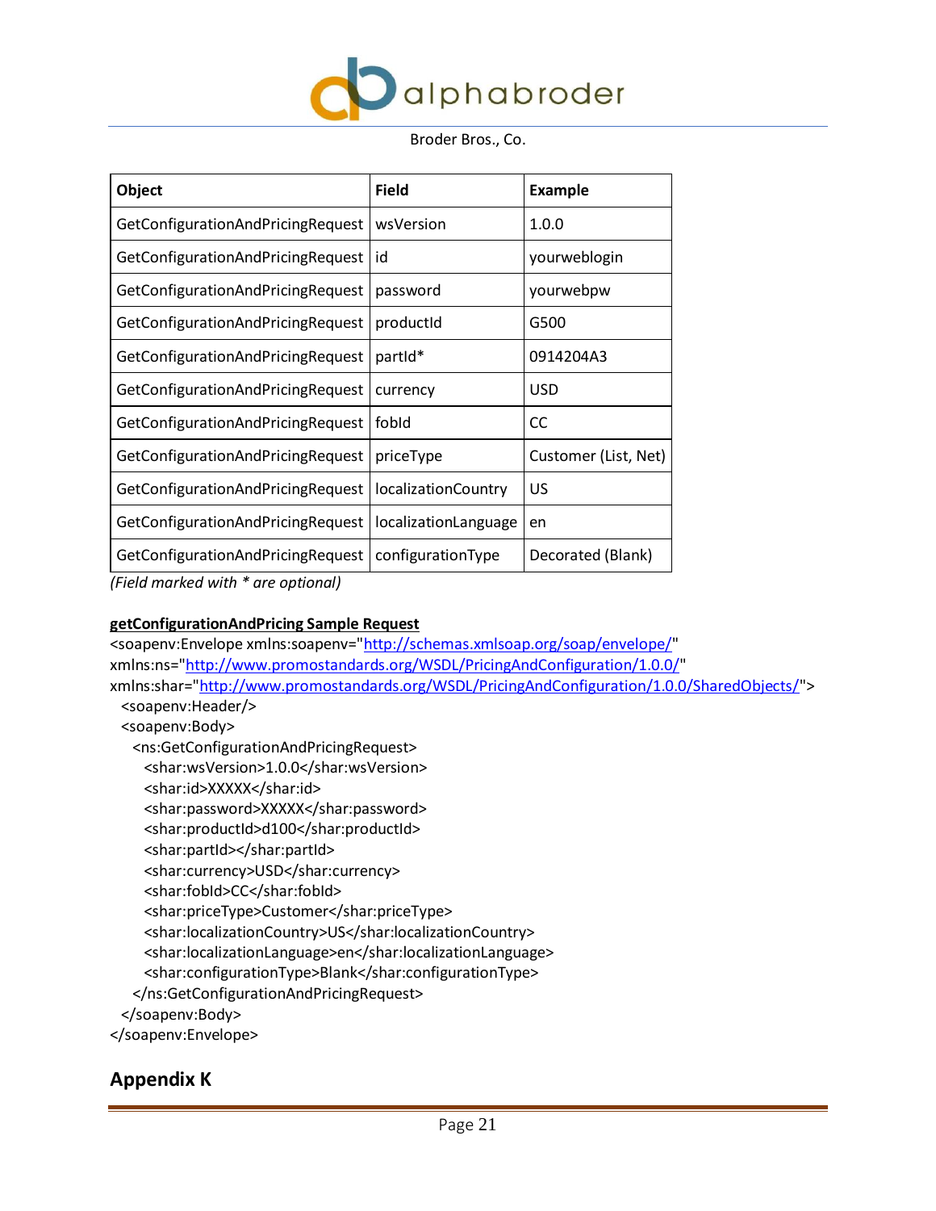| Object | Field | Example |
|---|---|---|
| GetConfigurationAndPricingRequest | wsVersion | 1.0.0 |
| GetConfigurationAndPricingRequest | id | yourweblogin |
| GetConfigurationAndPricingRequest | password | yourwebpw |
| GetConfigurationAndPricingRequest | productId | G500 |
| GetConfigurationAndPricingRequest | partId* | 0914204A3 |
| GetConfigurationAndPricingRequest | currency | USD |
| GetConfigurationAndPricingRequest | fobId | CC |
| GetConfigurationAndPricingRequest | priceType | Customer (List, Net) |
| GetConfigurationAndPricingRequest | localizationCountry | US |
| GetConfigurationAndPricingRequest | localizationLanguage | en |
| GetConfigurationAndPricingRequest | configurationType | Decorated (Blank) |

*(Field marked with * are optional)*

**getConfigurationAndPricing Sample Request**

```
<soapenv:Envelope xmlns:soapenv="http://schemas.xmlsoap.org/soap/envelope/"
xmlns:ns="http://www.promostandards.org/WSDL/PricingAndConfiguration/1.0.0/"
xmlns:shar="http://www.promostandards.org/WSDL/PricingAndConfiguration/1.0.0/SharedObjects/">
  <soapenv:Header/>
  <soapenv:Body>
    <ns:GetConfigurationAndPricingRequest>
      <shar:wsVersion>1.0.0</shar:wsVersion>
      <shar:id>XXXXX</shar:id>
      <shar:password>XXXXX</shar:password>
      <shar:productId>d100</shar:productId>
      <shar:partId></shar:partId>
      <shar:currency>USD</shar:currency>
      <shar:fobId>CC</shar:fobId>
      <shar:priceType>Customer</shar:priceType>
      <shar:localizationCountry>US</shar:localizationCountry>
      <shar:localizationLanguage>en</shar:localizationLanguage>
      <shar:configurationType>Blank</shar:configurationType>
    </ns:GetConfigurationAndPricingRequest>
  </soapenv:Body>
</soapenv:Envelope>
```

## Appendix K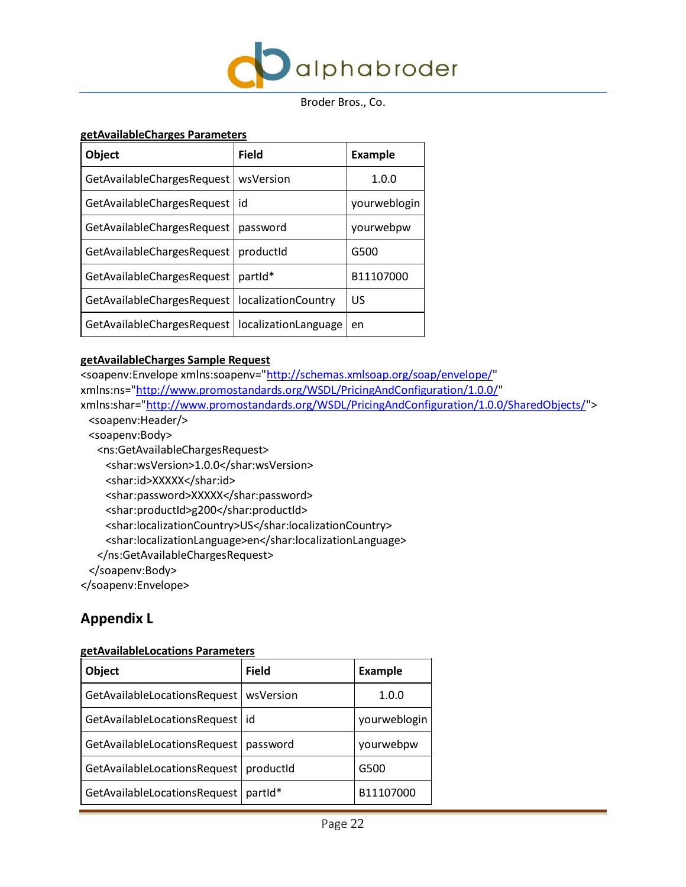**getAvailableCharges Parameters**

| Object | Field | Example |
|---|---|---|
| GetAvailableChargesRequest | wsVersion | 1.0.0 |
| GetAvailableChargesRequest | id | yourweblogin |
| GetAvailableChargesRequest | password | yourwebpw |
| GetAvailableChargesRequest | productId | G500 |
| GetAvailableChargesRequest | partId* | B11107000 |
| GetAvailableChargesRequest | localizationCountry | US |
| GetAvailableChargesRequest | localizationLanguage | en |

**getAvailableCharges Sample Request**

```
<soapenv:Envelope xmlns:soapenv="http://schemas.xmlsoap.org/soap/envelope/"
xmlns:ns="http://www.promostandards.org/WSDL/PricingAndConfiguration/1.0.0/"
xmlns:shar="http://www.promostandards.org/WSDL/PricingAndConfiguration/1.0.0/SharedObjects/">
  <soapenv:Header/>
  <soapenv:Body>
    <ns:GetAvailableChargesRequest>
      <shar:wsVersion>1.0.0</shar:wsVersion>
      <shar:id>XXXXX</shar:id>
      <shar:password>XXXXX</shar:password>
      <shar:productId>g200</shar:productId>
      <shar:localizationCountry>US</shar:localizationCountry>
      <shar:localizationLanguage>en</shar:localizationLanguage>
    </ns:GetAvailableChargesRequest>
  </soapenv:Body>
</soapenv:Envelope>
```

## Appendix L

**getAvailableLocations Parameters**

| Object | Field | Example |
|---|---|---|
| GetAvailableLocationsRequest | wsVersion | 1.0.0 |
| GetAvailableLocationsRequest | id | yourweblogin |
| GetAvailableLocationsRequest | password | yourwebpw |
| GetAvailableLocationsRequest | productId | G500 |
| GetAvailableLocationsRequest | partId* | B11107000 |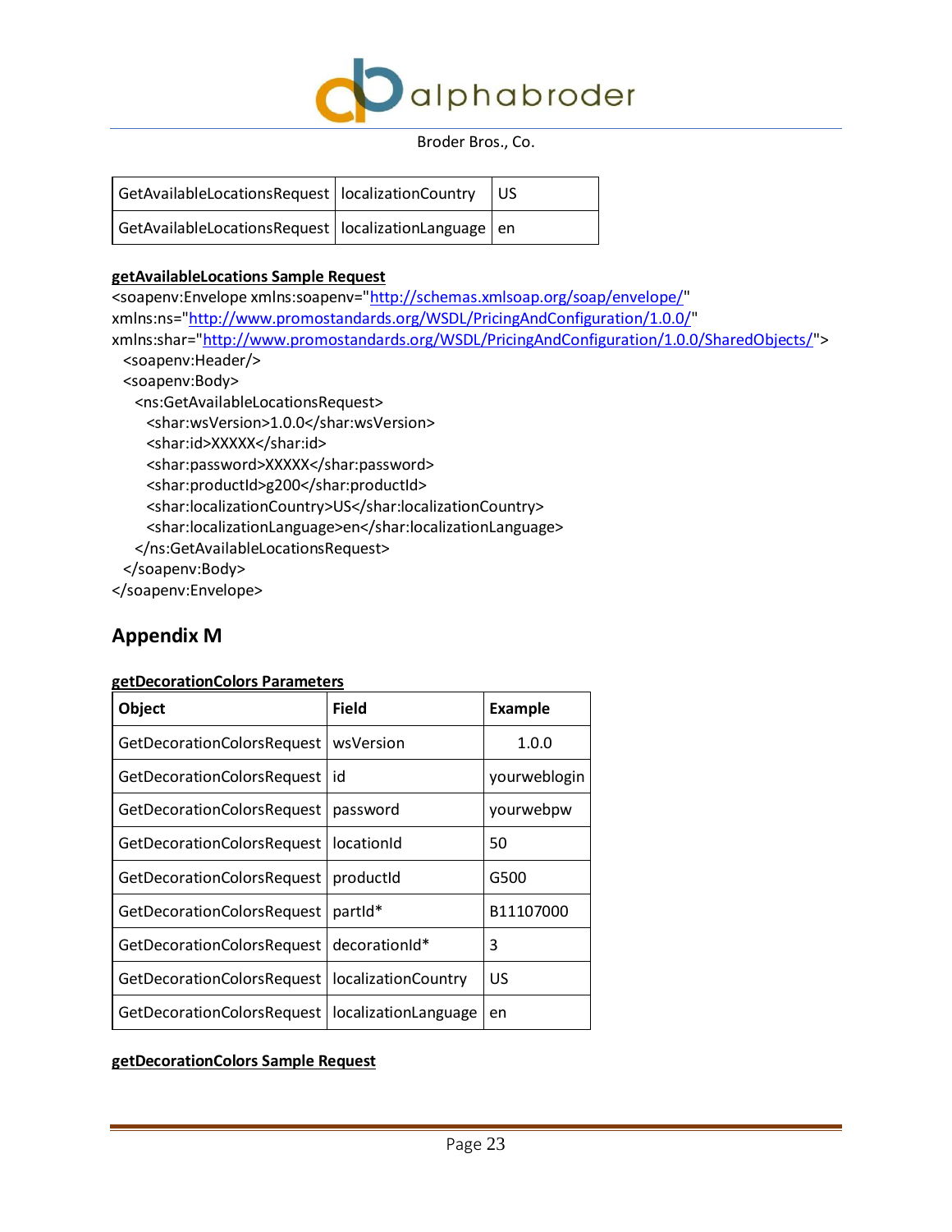| | | |
|---|---|---|
| GetAvailableLocationsRequest | localizationCountry | US |
| GetAvailableLocationsRequest | localizationLanguage | en |

**getAvailableLocations Sample Request**

```
<soapenv:Envelope xmlns:soapenv="http://schemas.xmlsoap.org/soap/envelope/"
xmlns:ns="http://www.promostandards.org/WSDL/PricingAndConfiguration/1.0.0/"
xmlns:shar="http://www.promostandards.org/WSDL/PricingAndConfiguration/1.0.0/SharedObjects/">
  <soapenv:Header/>
  <soapenv:Body>
    <ns:GetAvailableLocationsRequest>
      <shar:wsVersion>1.0.0</shar:wsVersion>
      <shar:id>XXXXX</shar:id>
      <shar:password>XXXXX</shar:password>
      <shar:productId>g200</shar:productId>
      <shar:localizationCountry>US</shar:localizationCountry>
      <shar:localizationLanguage>en</shar:localizationLanguage>
    </ns:GetAvailableLocationsRequest>
  </soapenv:Body>
</soapenv:Envelope>
```

## Appendix M

**getDecorationColors Parameters**

| Object | Field | Example |
|---|---|---|
| GetDecorationColorsRequest | wsVersion | 1.0.0 |
| GetDecorationColorsRequest | id | yourweblogin |
| GetDecorationColorsRequest | password | yourwebpw |
| GetDecorationColorsRequest | locationId | 50 |
| GetDecorationColorsRequest | productId | G500 |
| GetDecorationColorsRequest | partId* | B11107000 |
| GetDecorationColorsRequest | decorationId* | 3 |
| GetDecorationColorsRequest | localizationCountry | US |
| GetDecorationColorsRequest | localizationLanguage | en |

**getDecorationColors Sample Request**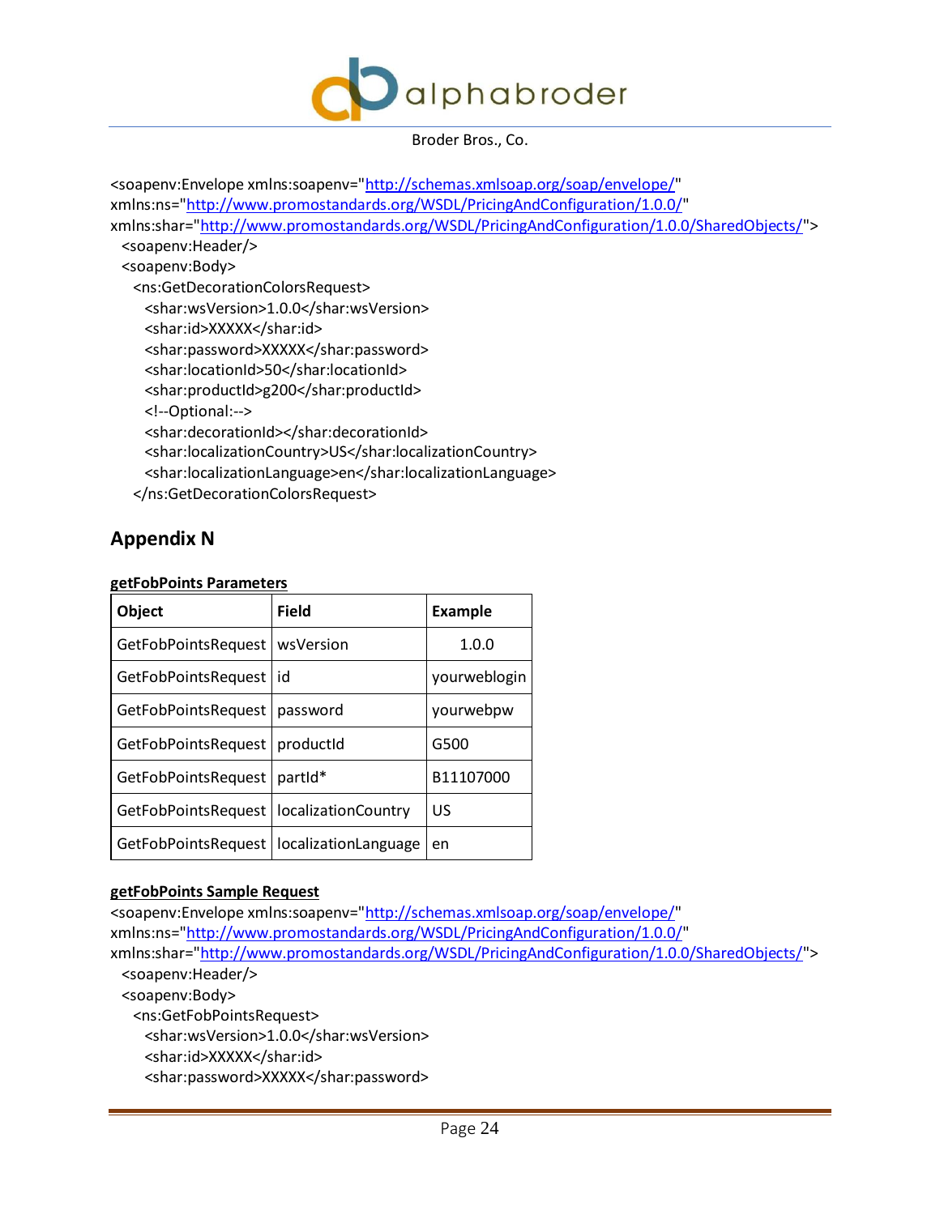```
<soapenv:Envelope xmlns:soapenv="http://schemas.xmlsoap.org/soap/envelope/"
xmlns:ns="http://www.promostandards.org/WSDL/PricingAndConfiguration/1.0.0/"
xmlns:shar="http://www.promostandards.org/WSDL/PricingAndConfiguration/1.0.0/SharedObjects/">
  <soapenv:Header/>
  <soapenv:Body>
    <ns:GetDecorationColorsRequest>
      <shar:wsVersion>1.0.0</shar:wsVersion>
      <shar:id>XXXXX</shar:id>
      <shar:password>XXXXX</shar:password>
      <shar:locationId>50</shar:locationId>
      <shar:productId>g200</shar:productId>
      <!--Optional:-->
      <shar:decorationId></shar:decorationId>
      <shar:localizationCountry>US</shar:localizationCountry>
      <shar:localizationLanguage>en</shar:localizationLanguage>
    </ns:GetDecorationColorsRequest>
```

## Appendix N

**getFobPoints Parameters**

| Object | Field | Example |
|---|---|---|
| GetFobPointsRequest | wsVersion | 1.0.0 |
| GetFobPointsRequest | id | yourweblogin |
| GetFobPointsRequest | password | yourwebpw |
| GetFobPointsRequest | productId | G500 |
| GetFobPointsRequest | partId* | B11107000 |
| GetFobPointsRequest | localizationCountry | US |
| GetFobPointsRequest | localizationLanguage | en |

**getFobPoints Sample Request**

```
<soapenv:Envelope xmlns:soapenv="http://schemas.xmlsoap.org/soap/envelope/"
xmlns:ns="http://www.promostandards.org/WSDL/PricingAndConfiguration/1.0.0/"
xmlns:shar="http://www.promostandards.org/WSDL/PricingAndConfiguration/1.0.0/SharedObjects/">
  <soapenv:Header/>
  <soapenv:Body>
    <ns:GetFobPointsRequest>
      <shar:wsVersion>1.0.0</shar:wsVersion>
      <shar:id>XXXXX</shar:id>
      <shar:password>XXXXX</shar:password>
```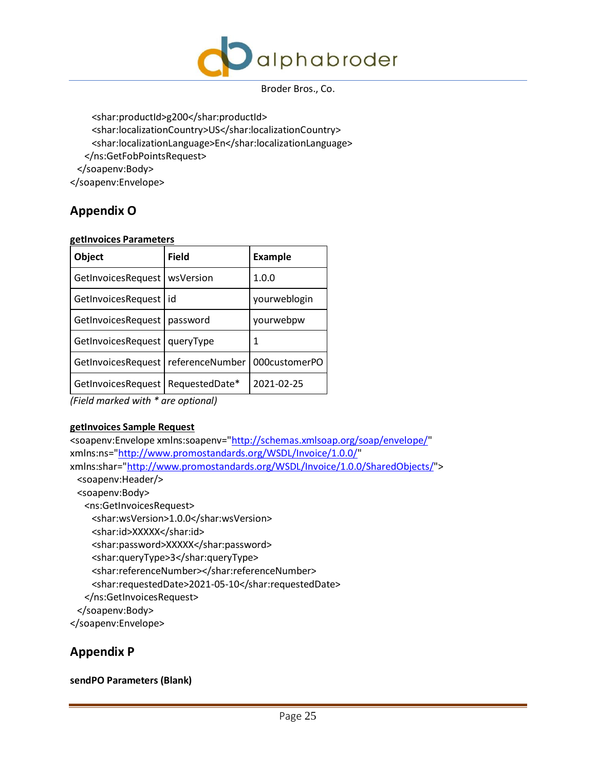```
      <shar:productId>g200</shar:productId>
      <shar:localizationCountry>US</shar:localizationCountry>
      <shar:localizationLanguage>En</shar:localizationLanguage>
    </ns:GetFobPointsRequest>
  </soapenv:Body>
</soapenv:Envelope>
```

## Appendix O

**getInvoices Parameters**

| Object | Field | Example |
|---|---|---|
| GetInvoicesRequest | wsVersion | 1.0.0 |
| GetInvoicesRequest | id | yourweblogin |
| GetInvoicesRequest | password | yourwebpw |
| GetInvoicesRequest | queryType | 1 |
| GetInvoicesRequest | referenceNumber | 000customerPO |
| GetInvoicesRequest | RequestedDate* | 2021-02-25 |

*(Field marked with * are optional)*

**getInvoices Sample Request**

```
<soapenv:Envelope xmlns:soapenv="http://schemas.xmlsoap.org/soap/envelope/"
xmlns:ns="http://www.promostandards.org/WSDL/Invoice/1.0.0/"
xmlns:shar="http://www.promostandards.org/WSDL/Invoice/1.0.0/SharedObjects/">
  <soapenv:Header/>
  <soapenv:Body>
    <ns:GetInvoicesRequest>
      <shar:wsVersion>1.0.0</shar:wsVersion>
      <shar:id>XXXXX</shar:id>
      <shar:password>XXXXX</shar:password>
      <shar:queryType>3</shar:queryType>
      <shar:referenceNumber></shar:referenceNumber>
      <shar:requestedDate>2021-05-10</shar:requestedDate>
    </ns:GetInvoicesRequest>
  </soapenv:Body>
</soapenv:Envelope>
```

## Appendix P

**sendPO Parameters (Blank)**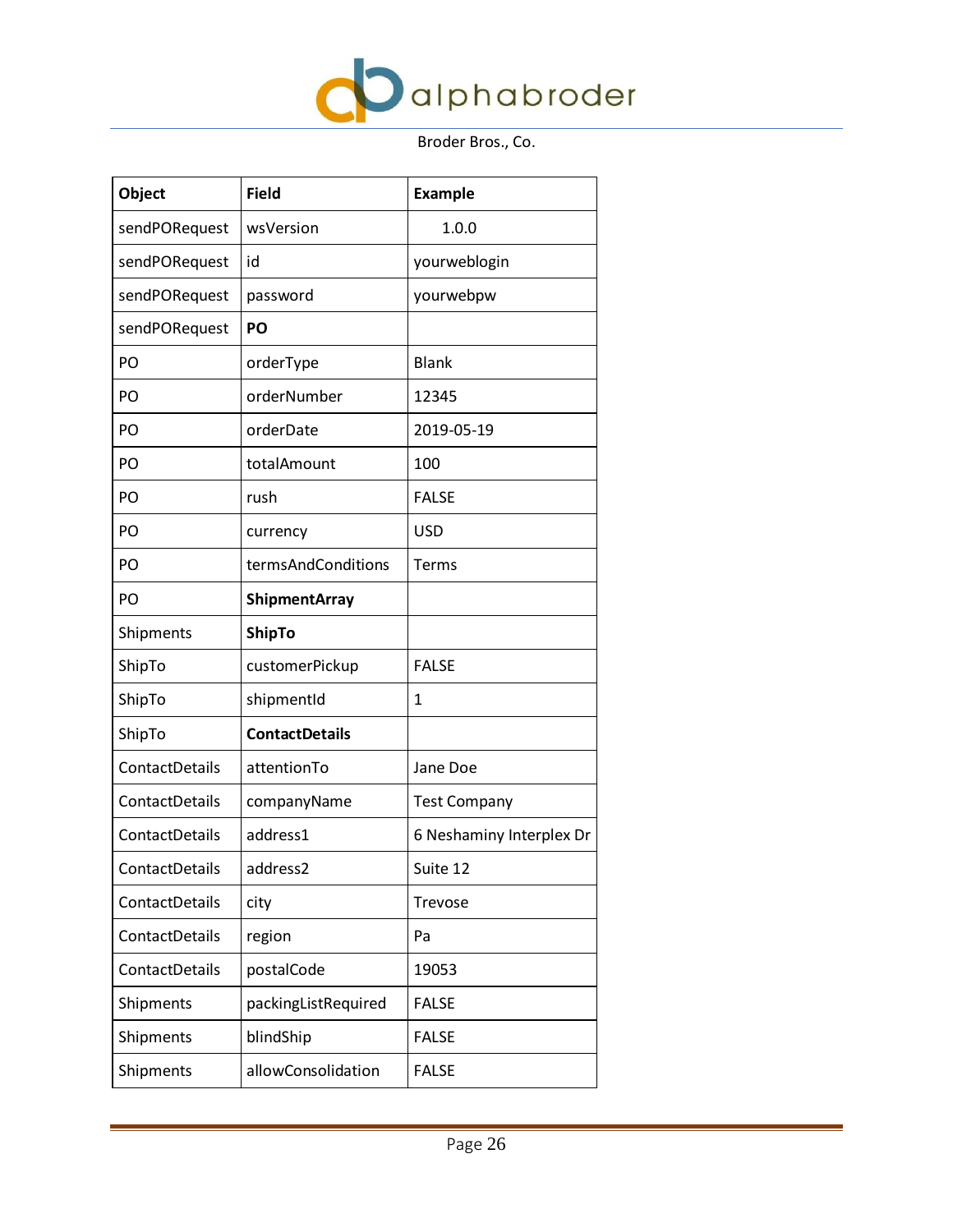| Object | Field | Example |
| --- | --- | --- |
| sendPORequest | wsVersion | 1.0.0 |
| sendPORequest | id | yourweblogin |
| sendPORequest | password | yourwebpw |
| sendPORequest | **PO** | |
| PO | orderType | Blank |
| PO | orderNumber | 12345 |
| PO | orderDate | 2019-05-19 |
| PO | totalAmount | 100 |
| PO | rush | FALSE |
| PO | currency | USD |
| PO | termsAndConditions | Terms |
| PO | **ShipmentArray** | |
| Shipments | **ShipTo** | |
| ShipTo | customerPickup | FALSE |
| ShipTo | shipmentId | 1 |
| ShipTo | **ContactDetails** | |
| ContactDetails | attentionTo | Jane Doe |
| ContactDetails | companyName | Test Company |
| ContactDetails | address1 | 6 Neshaminy Interplex Dr |
| ContactDetails | address2 | Suite 12 |
| ContactDetails | city | Trevose |
| ContactDetails | region | Pa |
| ContactDetails | postalCode | 19053 |
| Shipments | packingListRequired | FALSE |
| Shipments | blindShip | FALSE |
| Shipments | allowConsolidation | FALSE |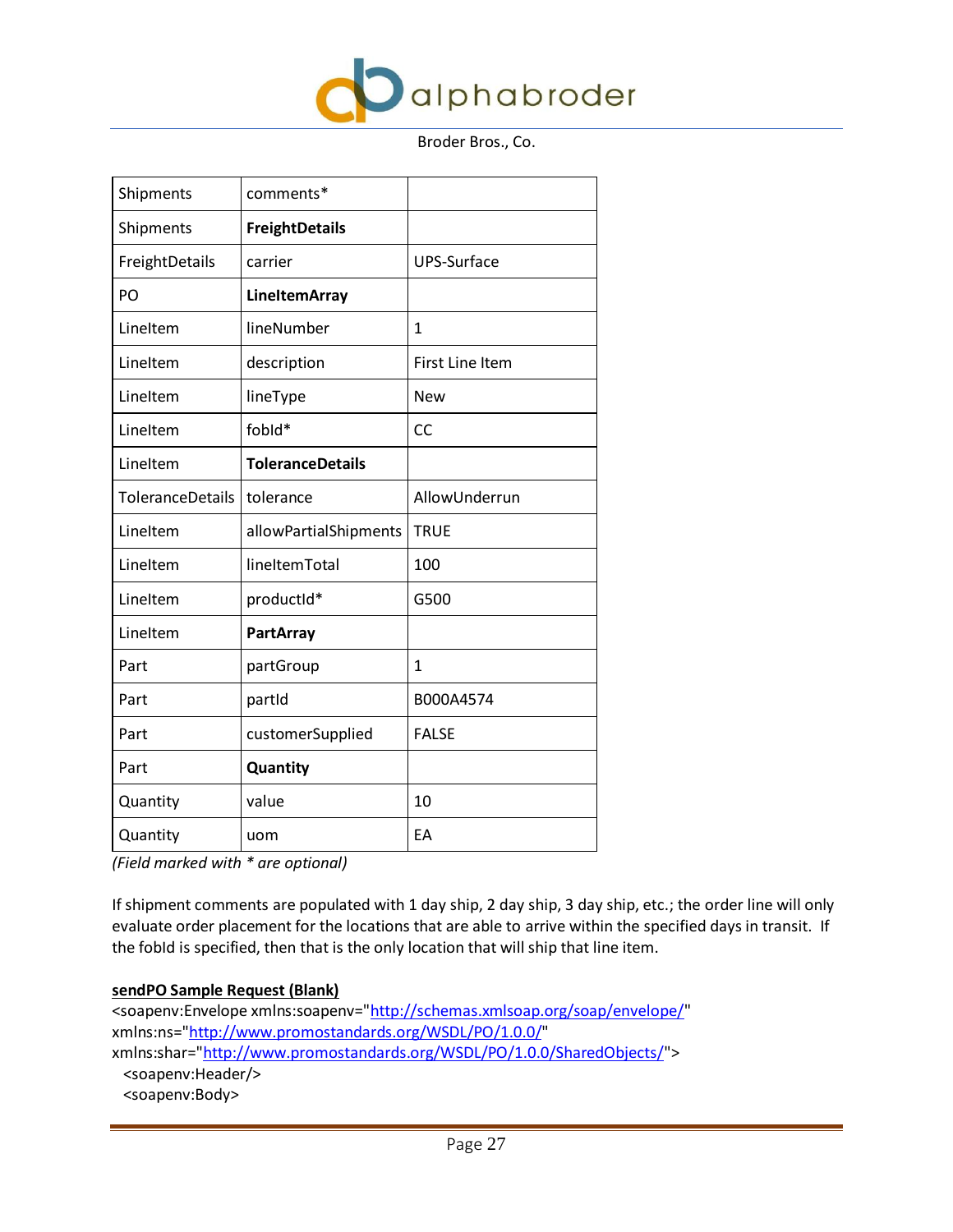| Shipments | comments* | |
|---|---|---|
| Shipments | **FreightDetails** | |
| FreightDetails | carrier | UPS-Surface |
| PO | **LineItemArray** | |
| LineItem | lineNumber | 1 |
| LineItem | description | First Line Item |
| LineItem | lineType | New |
| LineItem | fobId* | CC |
| LineItem | **ToleranceDetails** | |
| ToleranceDetails | tolerance | AllowUnderrun |
| LineItem | allowPartialShipments | TRUE |
| LineItem | lineItemTotal | 100 |
| LineItem | productId* | G500 |
| LineItem | **PartArray** | |
| Part | partGroup | 1 |
| Part | partId | B000A4574 |
| Part | customerSupplied | FALSE |
| Part | **Quantity** | |
| Quantity | value | 10 |
| Quantity | uom | EA |

*(Field marked with * are optional)*

If shipment comments are populated with 1 day ship, 2 day ship, 3 day ship, etc.; the order line will only evaluate order placement for the locations that are able to arrive within the specified days in transit. If the fobId is specified, then that is the only location that will ship that line item.

**sendPO Sample Request (Blank)**

```
<soapenv:Envelope xmlns:soapenv="http://schemas.xmlsoap.org/soap/envelope/"
xmlns:ns="http://www.promostandards.org/WSDL/PO/1.0.0/"
xmlns:shar="http://www.promostandards.org/WSDL/PO/1.0.0/SharedObjects/">
  <soapenv:Header/>
  <soapenv:Body>
```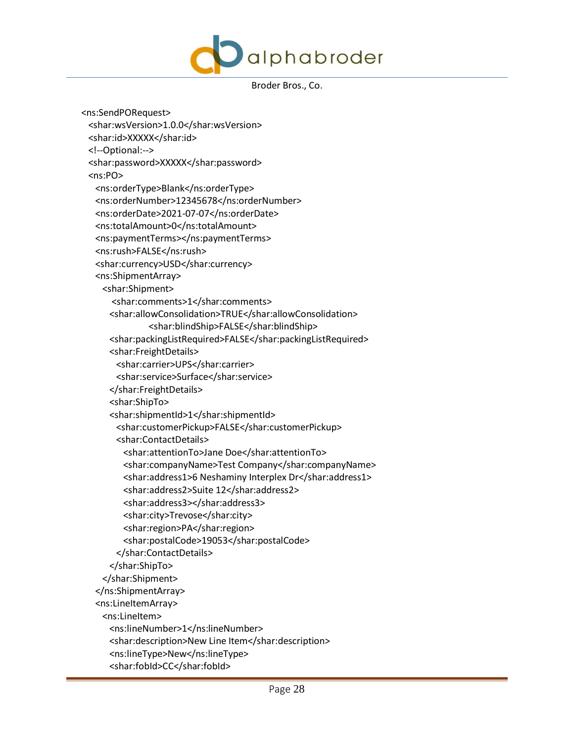```
<ns:SendPORequest>
  <shar:wsVersion>1.0.0</shar:wsVersion>
  <shar:id>XXXXX</shar:id>
  <!--Optional:-->
  <shar:password>XXXXX</shar:password>
  <ns:PO>
    <ns:orderType>Blank</ns:orderType>
    <ns:orderNumber>12345678</ns:orderNumber>
    <ns:orderDate>2021-07-07</ns:orderDate>
    <ns:totalAmount>0</ns:totalAmount>
    <ns:paymentTerms></ns:paymentTerms>
    <ns:rush>FALSE</ns:rush>
    <shar:currency>USD</shar:currency>
    <ns:ShipmentArray>
      <shar:Shipment>
        <shar:comments>1</shar:comments>
        <shar:allowConsolidation>TRUE</shar:allowConsolidation>
                <shar:blindShip>FALSE</shar:blindShip>
        <shar:packingListRequired>FALSE</shar:packingListRequired>
        <shar:FreightDetails>
          <shar:carrier>UPS</shar:carrier>
          <shar:service>Surface</shar:service>
        </shar:FreightDetails>
        <shar:ShipTo>
        <shar:shipmentId>1</shar:shipmentId>
          <shar:customerPickup>FALSE</shar:customerPickup>
          <shar:ContactDetails>
            <shar:attentionTo>Jane Doe</shar:attentionTo>
            <shar:companyName>Test Company</shar:companyName>
            <shar:address1>6 Neshaminy Interplex Dr</shar:address1>
            <shar:address2>Suite 12</shar:address2>
            <shar:address3></shar:address3>
            <shar:city>Trevose</shar:city>
            <shar:region>PA</shar:region>
            <shar:postalCode>19053</shar:postalCode>
          </shar:ContactDetails>
        </shar:ShipTo>
      </shar:Shipment>
    </ns:ShipmentArray>
    <ns:LineItemArray>
      <ns:LineItem>
        <ns:lineNumber>1</ns:lineNumber>
        <shar:description>New Line Item</shar:description>
        <ns:lineType>New</ns:lineType>
        <shar:fobId>CC</shar:fobId>
```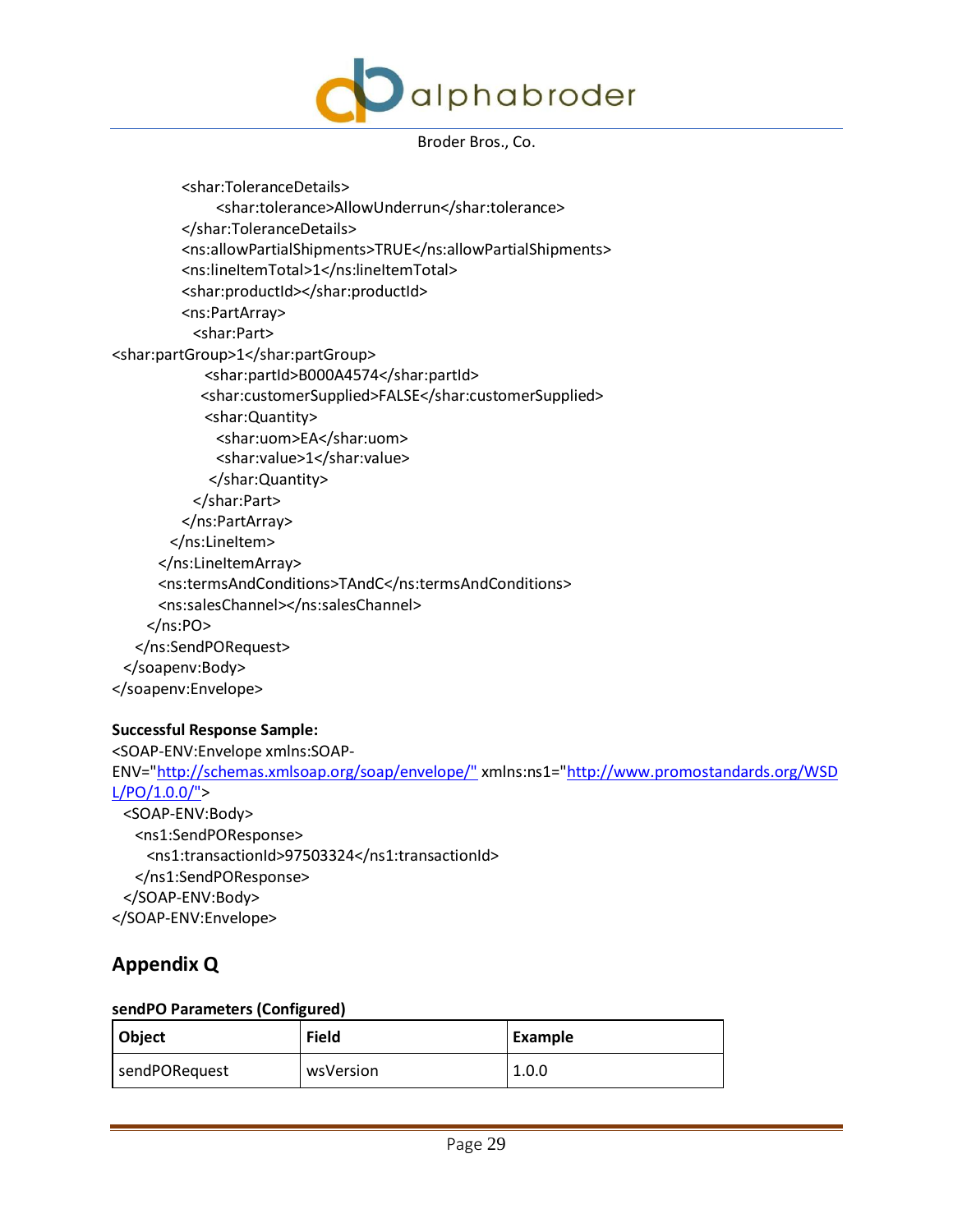```
            <shar:ToleranceDetails>
                <shar:tolerance>AllowUnderrun</shar:tolerance>
            </shar:ToleranceDetails>
            <ns:allowPartialShipments>TRUE</ns:allowPartialShipments>
            <ns:lineItemTotal>1</ns:lineItemTotal>
            <shar:productId></shar:productId>
            <ns:PartArray>
              <shar:Part>
<shar:partGroup>1</shar:partGroup>
                <shar:partId>B000A4574</shar:partId>
               <shar:customerSupplied>FALSE</shar:customerSupplied>
                <shar:Quantity>
                  <shar:uom>EA</shar:uom>
                  <shar:value>1</shar:value>
                 </shar:Quantity>
              </shar:Part>
            </ns:PartArray>
          </ns:LineItem>
        </ns:LineItemArray>
        <ns:termsAndConditions>TAndC</ns:termsAndConditions>
        <ns:salesChannel></ns:salesChannel>
      </ns:PO>
    </ns:SendPORequest>
  </soapenv:Body>
</soapenv:Envelope>
```

**Successful Response Sample:**

```
<SOAP-ENV:Envelope xmlns:SOAP-ENV="http://schemas.xmlsoap.org/soap/envelope/" xmlns:ns1="http://www.promostandards.org/WSDL/PO/1.0.0/">
  <SOAP-ENV:Body>
    <ns1:SendPOResponse>
      <ns1:transactionId>97503324</ns1:transactionId>
    </ns1:SendPOResponse>
  </SOAP-ENV:Body>
</SOAP-ENV:Envelope>
```

## Appendix Q

**sendPO Parameters (Configured)**

| Object | Field | Example |
|---|---|---|
| sendPORequest | wsVersion | 1.0.0 |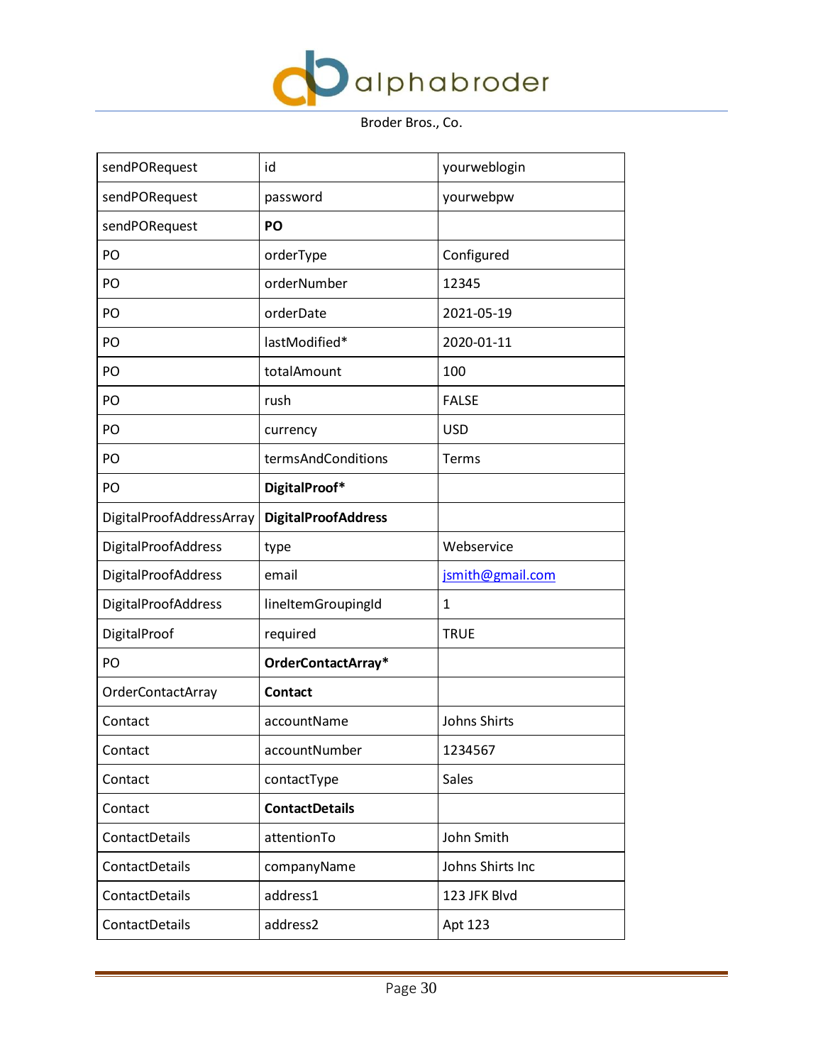| sendPORequest | id | yourweblogin |
|---|---|---|
| sendPORequest | password | yourwebpw |
| sendPORequest | **PO** | |
| PO | orderType | Configured |
| PO | orderNumber | 12345 |
| PO | orderDate | 2021-05-19 |
| PO | lastModified* | 2020-01-11 |
| PO | totalAmount | 100 |
| PO | rush | FALSE |
| PO | currency | USD |
| PO | termsAndConditions | Terms |
| PO | **DigitalProof*** | |
| DigitalProofAddressArray | **DigitalProofAddress** | |
| DigitalProofAddress | type | Webservice |
| DigitalProofAddress | email | jsmith@gmail.com |
| DigitalProofAddress | lineItemGroupingId | 1 |
| DigitalProof | required | TRUE |
| PO | **OrderContactArray*** | |
| OrderContactArray | **Contact** | |
| Contact | accountName | Johns Shirts |
| Contact | accountNumber | 1234567 |
| Contact | contactType | Sales |
| Contact | **ContactDetails** | |
| ContactDetails | attentionTo | John Smith |
| ContactDetails | companyName | Johns Shirts Inc |
| ContactDetails | address1 | 123 JFK Blvd |
| ContactDetails | address2 | Apt 123 |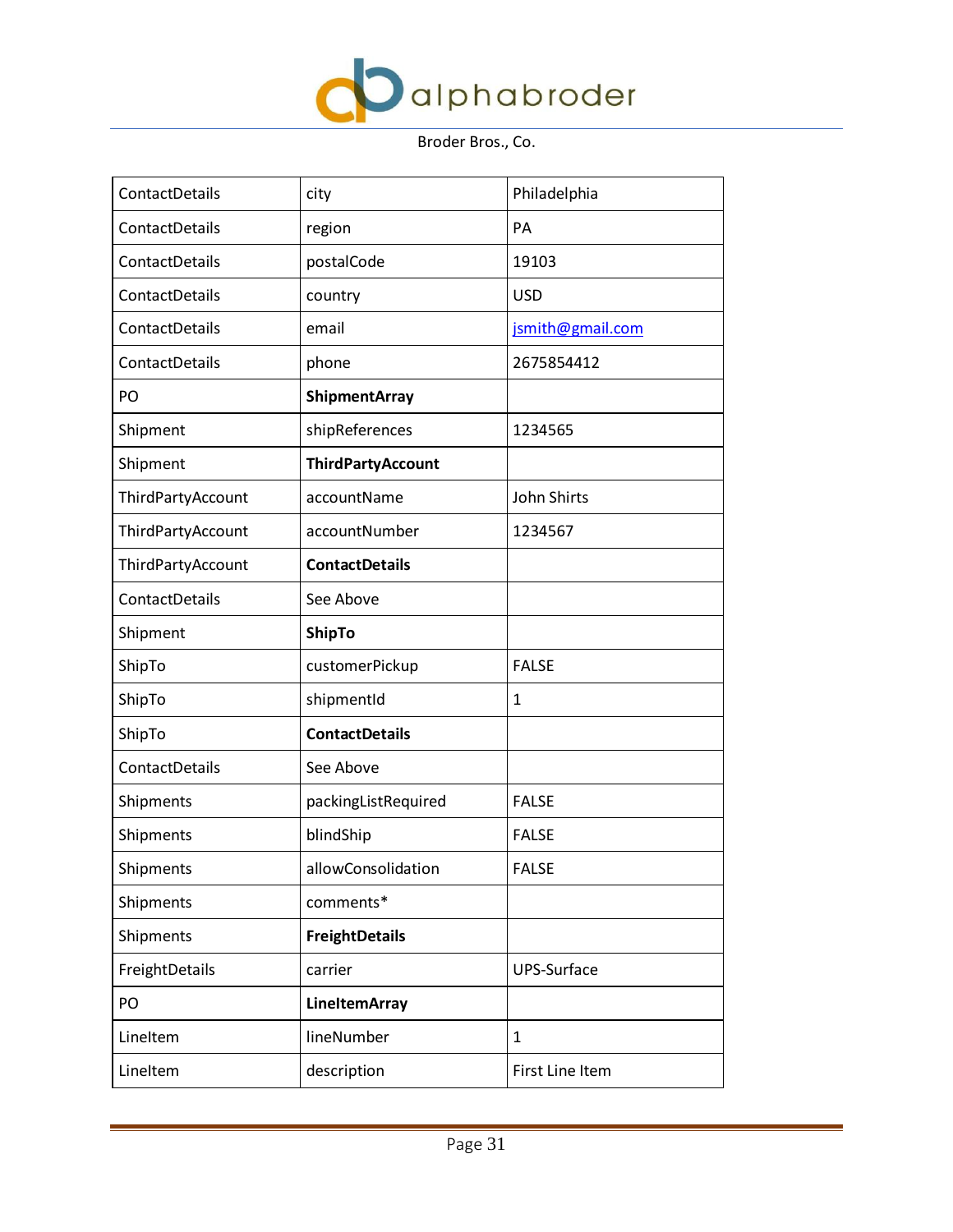| ContactDetails | city | Philadelphia |
|---|---|---|
| ContactDetails | region | PA |
| ContactDetails | postalCode | 19103 |
| ContactDetails | country | USD |
| ContactDetails | email | jsmith@gmail.com |
| ContactDetails | phone | 2675854412 |
| PO | **ShipmentArray** | |
| Shipment | shipReferences | 1234565 |
| Shipment | **ThirdPartyAccount** | |
| ThirdPartyAccount | accountName | John Shirts |
| ThirdPartyAccount | accountNumber | 1234567 |
| ThirdPartyAccount | **ContactDetails** | |
| ContactDetails | See Above | |
| Shipment | **ShipTo** | |
| ShipTo | customerPickup | FALSE |
| ShipTo | shipmentId | 1 |
| ShipTo | **ContactDetails** | |
| ContactDetails | See Above | |
| Shipments | packingListRequired | FALSE |
| Shipments | blindShip | FALSE |
| Shipments | allowConsolidation | FALSE |
| Shipments | comments* | |
| Shipments | **FreightDetails** | |
| FreightDetails | carrier | UPS-Surface |
| PO | **LineItemArray** | |
| LineItem | lineNumber | 1 |
| LineItem | description | First Line Item |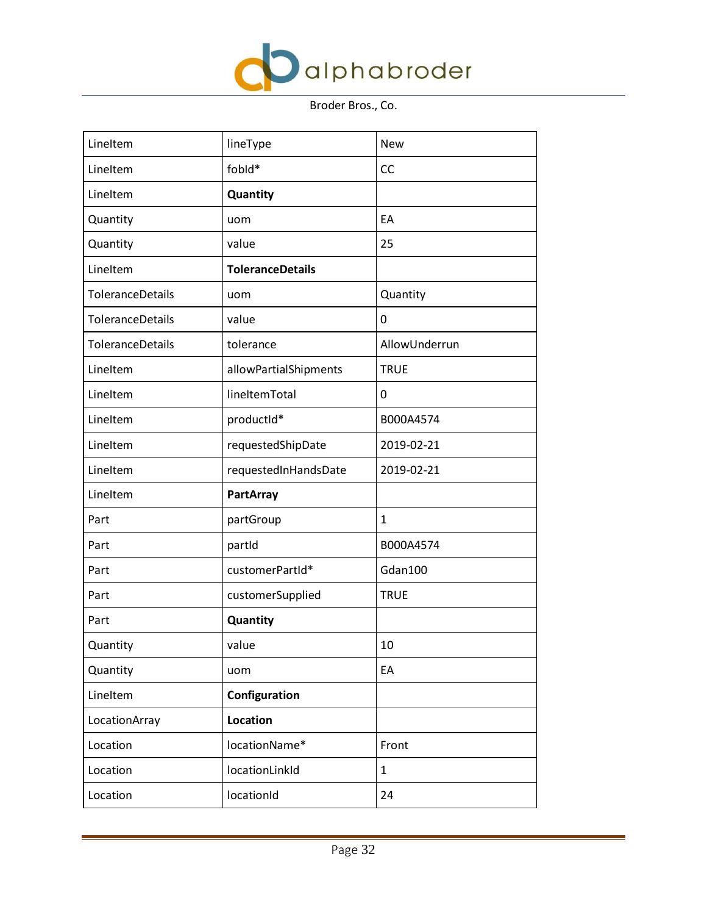| LineItem | lineType | New |
|---|---|---|
| LineItem | fobId* | CC |
| LineItem | **Quantity** | |
| Quantity | uom | EA |
| Quantity | value | 25 |
| LineItem | **ToleranceDetails** | |
| ToleranceDetails | uom | Quantity |
| ToleranceDetails | value | 0 |
| ToleranceDetails | tolerance | AllowUnderrun |
| LineItem | allowPartialShipments | TRUE |
| LineItem | lineItemTotal | 0 |
| LineItem | productId* | B000A4574 |
| LineItem | requestedShipDate | 2019-02-21 |
| LineItem | requestedInHandsDate | 2019-02-21 |
| LineItem | **PartArray** | |
| Part | partGroup | 1 |
| Part | partId | B000A4574 |
| Part | customerPartId* | Gdan100 |
| Part | customerSupplied | TRUE |
| Part | **Quantity** | |
| Quantity | value | 10 |
| Quantity | uom | EA |
| LineItem | **Configuration** | |
| LocationArray | **Location** | |
| Location | locationName* | Front |
| Location | locationLinkId | 1 |
| Location | locationId | 24 |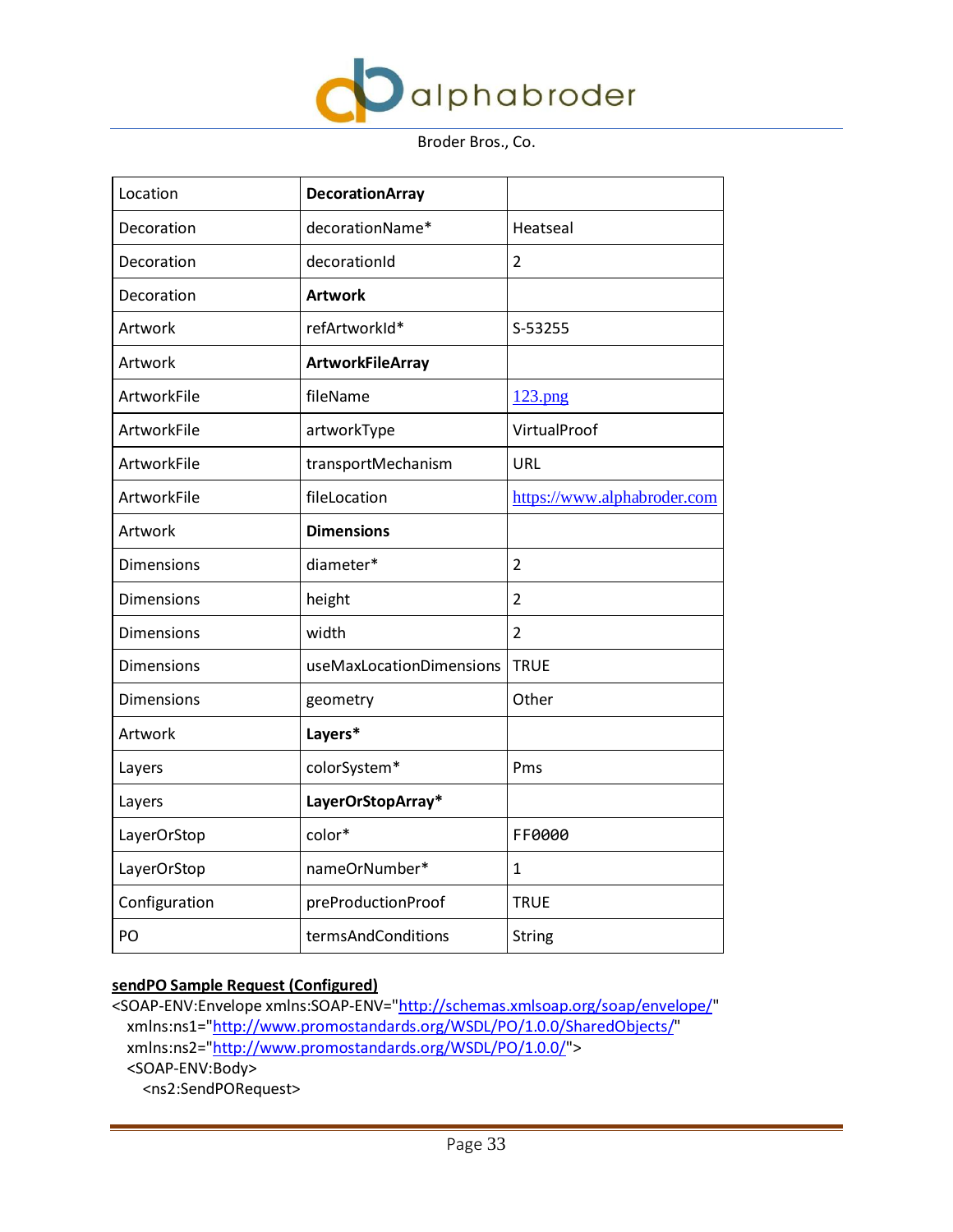Broder Bros., Co.

| Location | **DecorationArray** | |
|---|---|---|
| Decoration | decorationName* | Heatseal |
| Decoration | decorationId | 2 |
| Decoration | **Artwork** | |
| Artwork | refArtworkId* | S-53255 |
| Artwork | **ArtworkFileArray** | |
| ArtworkFile | fileName | 123.png |
| ArtworkFile | artworkType | VirtualProof |
| ArtworkFile | transportMechanism | URL |
| ArtworkFile | fileLocation | https://www.alphabroder.com |
| Artwork | **Dimensions** | |
| Dimensions | diameter* | 2 |
| Dimensions | height | 2 |
| Dimensions | width | 2 |
| Dimensions | useMaxLocationDimensions | TRUE |
| Dimensions | geometry | Other |
| Artwork | **Layers*** | |
| Layers | colorSystem* | Pms |
| Layers | **LayerOrStopArray*** | |
| LayerOrStop | color* | FF0000 |
| LayerOrStop | nameOrNumber* | 1 |
| Configuration | preProductionProof | TRUE |
| PO | termsAndConditions | String |

**sendPO Sample Request (Configured)**

```
<SOAP-ENV:Envelope xmlns:SOAP-ENV="http://schemas.xmlsoap.org/soap/envelope/"
  xmlns:ns1="http://www.promostandards.org/WSDL/PO/1.0.0/SharedObjects/"
  xmlns:ns2="http://www.promostandards.org/WSDL/PO/1.0.0/">
  <SOAP-ENV:Body>
    <ns2:SendPORequest>
```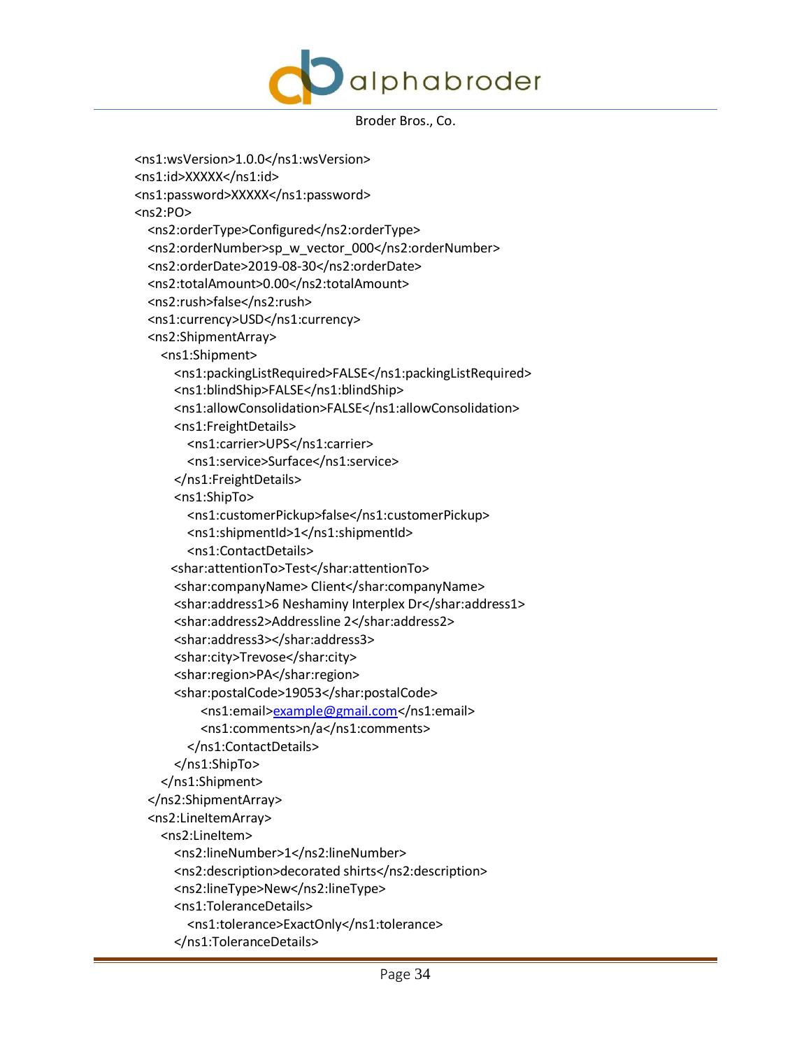```
<ns1:wsVersion>1.0.0</ns1:wsVersion>
<ns1:id>XXXXX</ns1:id>
<ns1:password>XXXXX</ns1:password>
<ns2:PO>
  <ns2:orderType>Configured</ns2:orderType>
  <ns2:orderNumber>sp_w_vector_000</ns2:orderNumber>
  <ns2:orderDate>2019-08-30</ns2:orderDate>
  <ns2:totalAmount>0.00</ns2:totalAmount>
  <ns2:rush>false</ns2:rush>
  <ns1:currency>USD</ns1:currency>
  <ns2:ShipmentArray>
    <ns1:Shipment>
      <ns1:packingListRequired>FALSE</ns1:packingListRequired>
      <ns1:blindShip>FALSE</ns1:blindShip>
      <ns1:allowConsolidation>FALSE</ns1:allowConsolidation>
      <ns1:FreightDetails>
        <ns1:carrier>UPS</ns1:carrier>
        <ns1:service>Surface</ns1:service>
      </ns1:FreightDetails>
      <ns1:ShipTo>
        <ns1:customerPickup>false</ns1:customerPickup>
        <ns1:shipmentId>1</ns1:shipmentId>
        <ns1:ContactDetails>
     <shar:attentionTo>Test</shar:attentionTo>
      <shar:companyName> Client</shar:companyName>
      <shar:address1>6 Neshaminy Interplex Dr</shar:address1>
      <shar:address2>Addressline 2</shar:address2>
      <shar:address3></shar:address3>
      <shar:city>Trevose</shar:city>
      <shar:region>PA</shar:region>
      <shar:postalCode>19053</shar:postalCode>
          <ns1:email>example@gmail.com</ns1:email>
          <ns1:comments>n/a</ns1:comments>
        </ns1:ContactDetails>
      </ns1:ShipTo>
    </ns1:Shipment>
  </ns2:ShipmentArray>
  <ns2:LineItemArray>
    <ns2:LineItem>
      <ns2:lineNumber>1</ns2:lineNumber>
      <ns2:description>decorated shirts</ns2:description>
      <ns2:lineType>New</ns2:lineType>
      <ns1:ToleranceDetails>
        <ns1:tolerance>ExactOnly</ns1:tolerance>
      </ns1:ToleranceDetails>
```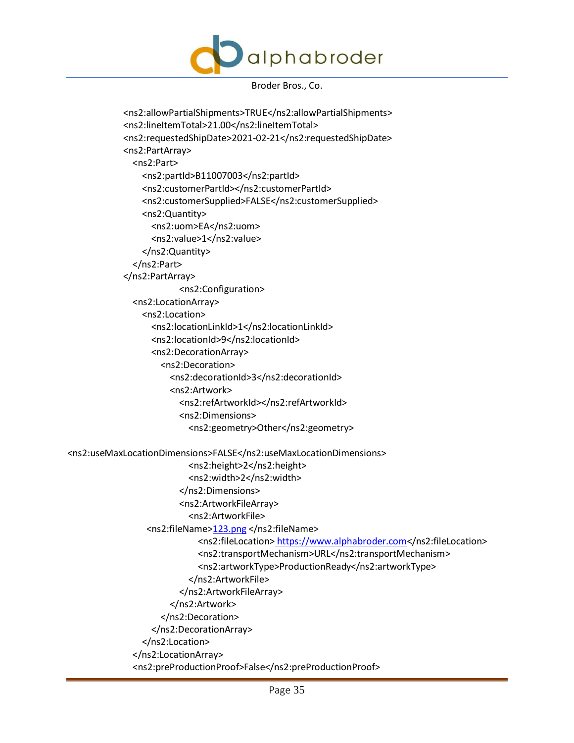```
<ns2:allowPartialShipments>TRUE</ns2:allowPartialShipments>
<ns2:lineItemTotal>21.00</ns2:lineItemTotal>
<ns2:requestedShipDate>2021-02-21</ns2:requestedShipDate>
<ns2:PartArray>
  <ns2:Part>
    <ns2:partId>B11007003</ns2:partId>
    <ns2:customerPartId></ns2:customerPartId>
    <ns2:customerSupplied>FALSE</ns2:customerSupplied>
    <ns2:Quantity>
      <ns2:uom>EA</ns2:uom>
      <ns2:value>1</ns2:value>
    </ns2:Quantity>
  </ns2:Part>
</ns2:PartArray>
            <ns2:Configuration>
  <ns2:LocationArray>
    <ns2:Location>
      <ns2:locationLinkId>1</ns2:locationLinkId>
      <ns2:locationId>9</ns2:locationId>
      <ns2:DecorationArray>
        <ns2:Decoration>
          <ns2:decorationId>3</ns2:decorationId>
          <ns2:Artwork>
            <ns2:refArtworkId></ns2:refArtworkId>
            <ns2:Dimensions>
              <ns2:geometry>Other</ns2:geometry>

<ns2:useMaxLocationDimensions>FALSE</ns2:useMaxLocationDimensions>
              <ns2:height>2</ns2:height>
              <ns2:width>2</ns2:width>
            </ns2:Dimensions>
            <ns2:ArtworkFileArray>
              <ns2:ArtworkFile>
    <ns2:fileName>123.png </ns2:fileName>
                <ns2:fileLocation> https://www.alphabroder.com</ns2:fileLocation>
                <ns2:transportMechanism>URL</ns2:transportMechanism>
                <ns2:artworkType>ProductionReady</ns2:artworkType>
              </ns2:ArtworkFile>
            </ns2:ArtworkFileArray>
          </ns2:Artwork>
        </ns2:Decoration>
      </ns2:DecorationArray>
    </ns2:Location>
  </ns2:LocationArray>
  <ns2:preProductionProof>False</ns2:preProductionProof>
```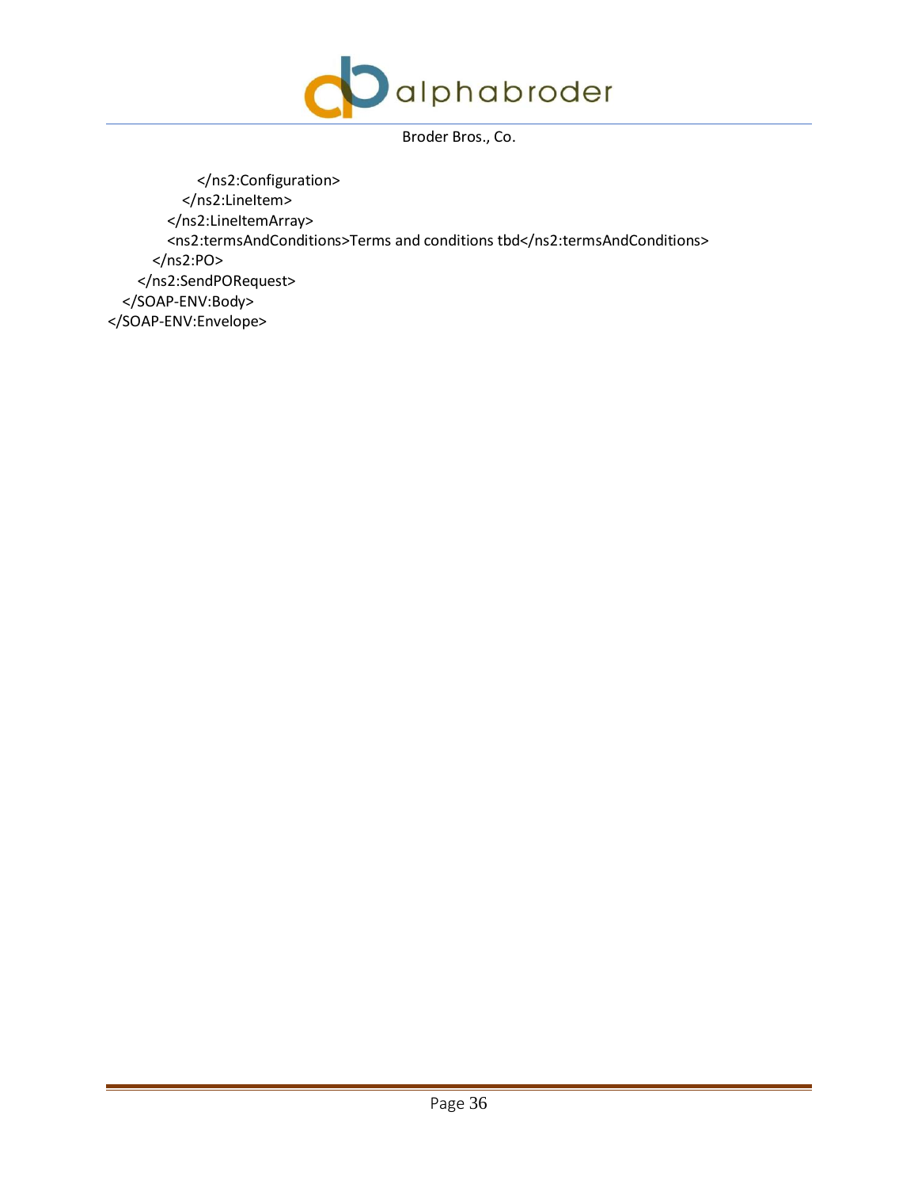```
                </ns2:Configuration>
            </ns2:LineItem>
        </ns2:LineItemArray>
        <ns2:termsAndConditions>Terms and conditions tbd</ns2:termsAndConditions>
      </ns2:PO>
    </ns2:SendPORequest>
  </SOAP-ENV:Body>
</SOAP-ENV:Envelope>
```